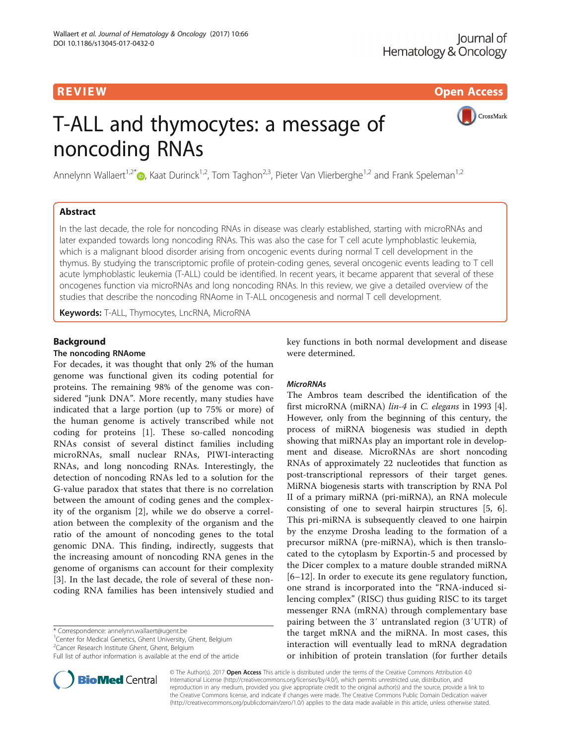REVIEW Open Access

# T-ALL and thymocytes: a message of noncoding RNAs

Annelynn Wallaert[1,2*], Kaat Durinck[1,2], Tom Taghon[2,3], Pieter Van Vlierberghe[1,2] and Frank Speleman[1,2]

## Abstract

In the last decade, the role for noncoding RNAs in disease was clearly established, starting with microRNAs and later expanded towards long noncoding RNAs. This was also the case for T cell acute lymphoblastic leukemia, which is a malignant blood disorder arising from oncogenic events during normal T cell development in the thymus. By studying the transcriptomic profile of protein-coding genes, several oncogenic events leading to T cell acute lymphoblastic leukemia (T-ALL) could be identified. In recent years, it became apparent that several of these oncogenes function via microRNAs and long noncoding RNAs. In this review, we give a detailed overview of the studies that describe the noncoding RNAome in T-ALL oncogenesis and normal T cell development.

**Keywords:** T-ALL, Thymocytes, LncRNA, MicroRNA

## Background

### The noncoding RNAome

For decades, it was thought that only 2% of the human genome was functional given its coding potential for proteins. The remaining 98% of the genome was considered "junk DNA". More recently, many studies have indicated that a large portion (up to 75% or more) of the human genome is actively transcribed while not coding for proteins [1]. These so-called noncoding RNAs consist of several distinct families including microRNAs, small nuclear RNAs, PIWI-interacting RNAs, and long noncoding RNAs. Interestingly, the detection of noncoding RNAs led to a solution for the G-value paradox that states that there is no correlation between the amount of coding genes and the complexity of the organism [2], while we do observe a correlation between the complexity of the organism and the ratio of the amount of noncoding genes to the total genomic DNA. This finding, indirectly, suggests that the increasing amount of noncoding RNA genes in the genome of organisms can account for their complexity [3]. In the last decade, the role of several of these noncoding RNA families has been intensively studied and key functions in both normal development and disease were determined.

### *MicroRNAs*

The Ambros team described the identification of the first microRNA (miRNA) *lin-4* in *C. elegans* in 1993 [4]. However, only from the beginning of this century, the process of miRNA biogenesis was studied in depth showing that miRNAs play an important role in development and disease. MicroRNAs are short noncoding RNAs of approximately 22 nucleotides that function as post-transcriptional repressors of their target genes. MiRNA biogenesis starts with transcription by RNA Pol II of a primary miRNA (pri-miRNA), an RNA molecule consisting of one to several hairpin structures [5, 6]. This pri-miRNA is subsequently cleaved to one hairpin by the enzyme Drosha leading to the formation of a precursor miRNA (pre-miRNA), which is then translocated to the cytoplasm by Exportin-5 and processed by the Dicer complex to a mature double stranded miRNA [6–12]. In order to execute its gene regulatory function, one strand is incorporated into the "RNA-induced silencing complex" (RISC) thus guiding RISC to its target messenger RNA (mRNA) through complementary base pairing between the 3′ untranslated region (3′UTR) of the target mRNA and the miRNA. In most cases, this interaction will eventually lead to mRNA degradation or inhibition of protein translation (for further details

\* Correspondence: annelynn.wallaert@ugent.be
[1]Center for Medical Genetics, Ghent University, Ghent, Belgium
[2]Cancer Research Institute Ghent, Ghent, Belgium
Full list of author information is available at the end of the article

© The Author(s). 2017 **Open Access** This article is distributed under the terms of the Creative Commons Attribution 4.0 International License (http://creativecommons.org/licenses/by/4.0/), which permits unrestricted use, distribution, and reproduction in any medium, provided you give appropriate credit to the original author(s) and the source, provide a link to the Creative Commons license, and indicate if changes were made. The Creative Commons Public Domain Dedication waiver (http://creativecommons.org/publicdomain/zero/1.0/) applies to the data made available in this article, unless otherwise stated.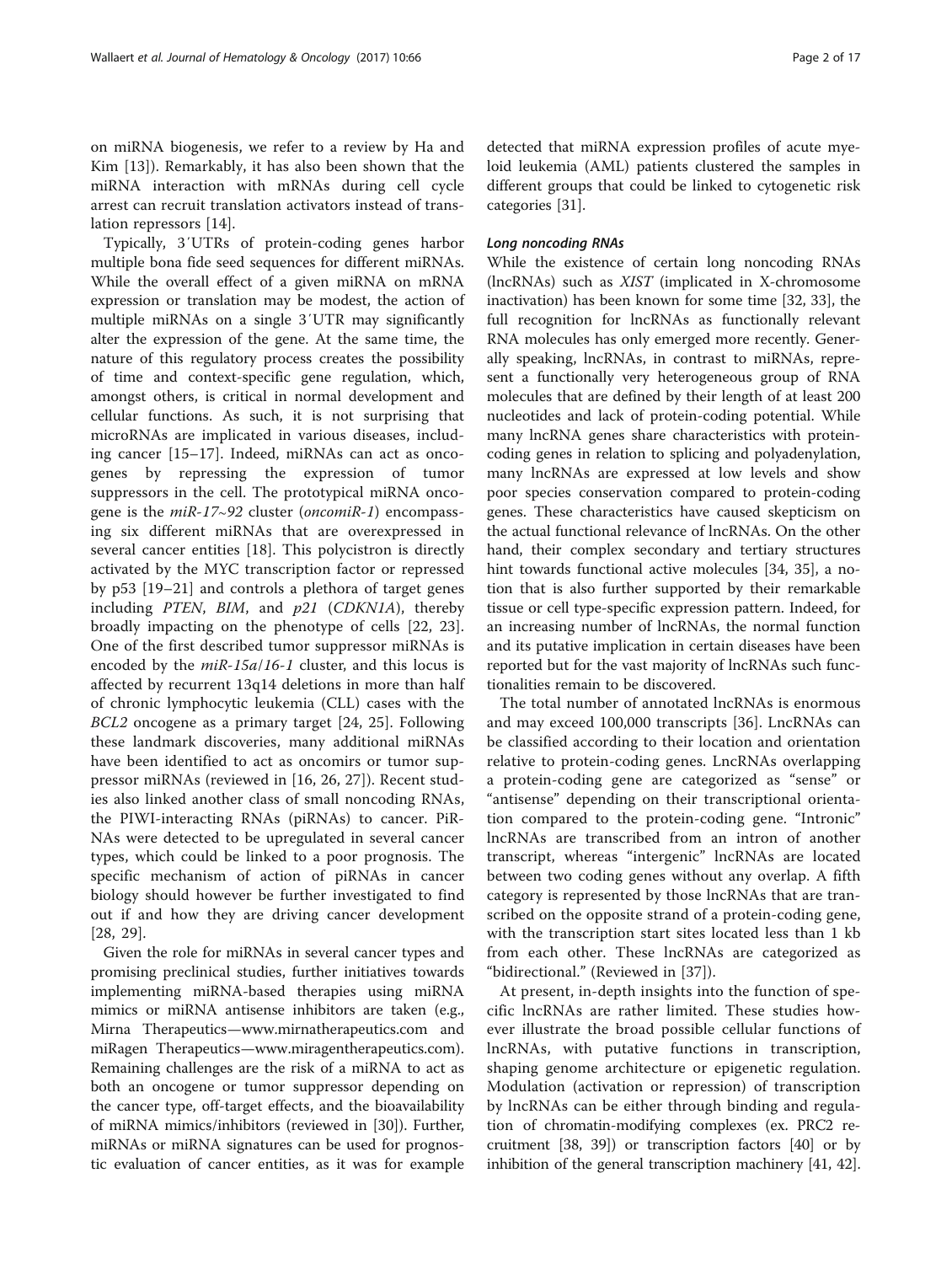on miRNA biogenesis, we refer to a review by Ha and Kim [13]). Remarkably, it has also been shown that the miRNA interaction with mRNAs during cell cycle arrest can recruit translation activators instead of translation repressors [14].

Typically, 3′UTRs of protein-coding genes harbor multiple bona fide seed sequences for different miRNAs. While the overall effect of a given miRNA on mRNA expression or translation may be modest, the action of multiple miRNAs on a single 3′UTR may significantly alter the expression of the gene. At the same time, the nature of this regulatory process creates the possibility of time and context-specific gene regulation, which, amongst others, is critical in normal development and cellular functions. As such, it is not surprising that microRNAs are implicated in various diseases, including cancer [15–17]. Indeed, miRNAs can act as oncogenes by repressing the expression of tumor suppressors in the cell. The prototypical miRNA oncogene is the *miR-17~92* cluster (*oncomiR-1*) encompassing six different miRNAs that are overexpressed in several cancer entities [18]. This polycistron is directly activated by the MYC transcription factor or repressed by p53 [19–21] and controls a plethora of target genes including *PTEN*, *BIM*, and *p21* (*CDKN1A*), thereby broadly impacting on the phenotype of cells [22, 23]. One of the first described tumor suppressor miRNAs is encoded by the *miR-15a*/*16-1* cluster, and this locus is affected by recurrent 13q14 deletions in more than half of chronic lymphocytic leukemia (CLL) cases with the *BCL2* oncogene as a primary target [24, 25]. Following these landmark discoveries, many additional miRNAs have been identified to act as oncomirs or tumor suppressor miRNAs (reviewed in [16, 26, 27]). Recent studies also linked another class of small noncoding RNAs, the PIWI-interacting RNAs (piRNAs) to cancer. PiRNAs were detected to be upregulated in several cancer types, which could be linked to a poor prognosis. The specific mechanism of action of piRNAs in cancer biology should however be further investigated to find out if and how they are driving cancer development [28, 29].

Given the role for miRNAs in several cancer types and promising preclinical studies, further initiatives towards implementing miRNA-based therapies using miRNA mimics or miRNA antisense inhibitors are taken (e.g., Mirna Therapeutics—www.mirnatherapeutics.com and miRagen Therapeutics—www.miragentherapeutics.com). Remaining challenges are the risk of a miRNA to act as both an oncogene or tumor suppressor depending on the cancer type, off-target effects, and the bioavailability of miRNA mimics/inhibitors (reviewed in [30]). Further, miRNAs or miRNA signatures can be used for prognostic evaluation of cancer entities, as it was for example detected that miRNA expression profiles of acute myeloid leukemia (AML) patients clustered the samples in different groups that could be linked to cytogenetic risk categories [31].

### *Long noncoding RNAs*

While the existence of certain long noncoding RNAs (lncRNAs) such as *XIST* (implicated in X-chromosome inactivation) has been known for some time [32, 33], the full recognition for lncRNAs as functionally relevant RNA molecules has only emerged more recently. Generally speaking, lncRNAs, in contrast to miRNAs, represent a functionally very heterogeneous group of RNA molecules that are defined by their length of at least 200 nucleotides and lack of protein-coding potential. While many lncRNA genes share characteristics with protein-coding genes in relation to splicing and polyadenylation, many lncRNAs are expressed at low levels and show poor species conservation compared to protein-coding genes. These characteristics have caused skepticism on the actual functional relevance of lncRNAs. On the other hand, their complex secondary and tertiary structures hint towards functional active molecules [34, 35], a notion that is also further supported by their remarkable tissue or cell type-specific expression pattern. Indeed, for an increasing number of lncRNAs, the normal function and its putative implication in certain diseases have been reported but for the vast majority of lncRNAs such functionalities remain to be discovered.

The total number of annotated lncRNAs is enormous and may exceed 100,000 transcripts [36]. LncRNAs can be classified according to their location and orientation relative to protein-coding genes. LncRNAs overlapping a protein-coding gene are categorized as "sense" or "antisense" depending on their transcriptional orientation compared to the protein-coding gene. "Intronic" lncRNAs are transcribed from an intron of another transcript, whereas "intergenic" lncRNAs are located between two coding genes without any overlap. A fifth category is represented by those lncRNAs that are transcribed on the opposite strand of a protein-coding gene, with the transcription start sites located less than 1 kb from each other. These lncRNAs are categorized as "bidirectional." (Reviewed in [37]).

At present, in-depth insights into the function of specific lncRNAs are rather limited. These studies however illustrate the broad possible cellular functions of lncRNAs, with putative functions in transcription, shaping genome architecture or epigenetic regulation. Modulation (activation or repression) of transcription by lncRNAs can be either through binding and regulation of chromatin-modifying complexes (ex. PRC2 recruitment [38, 39]) or transcription factors [40] or by inhibition of the general transcription machinery [41, 42].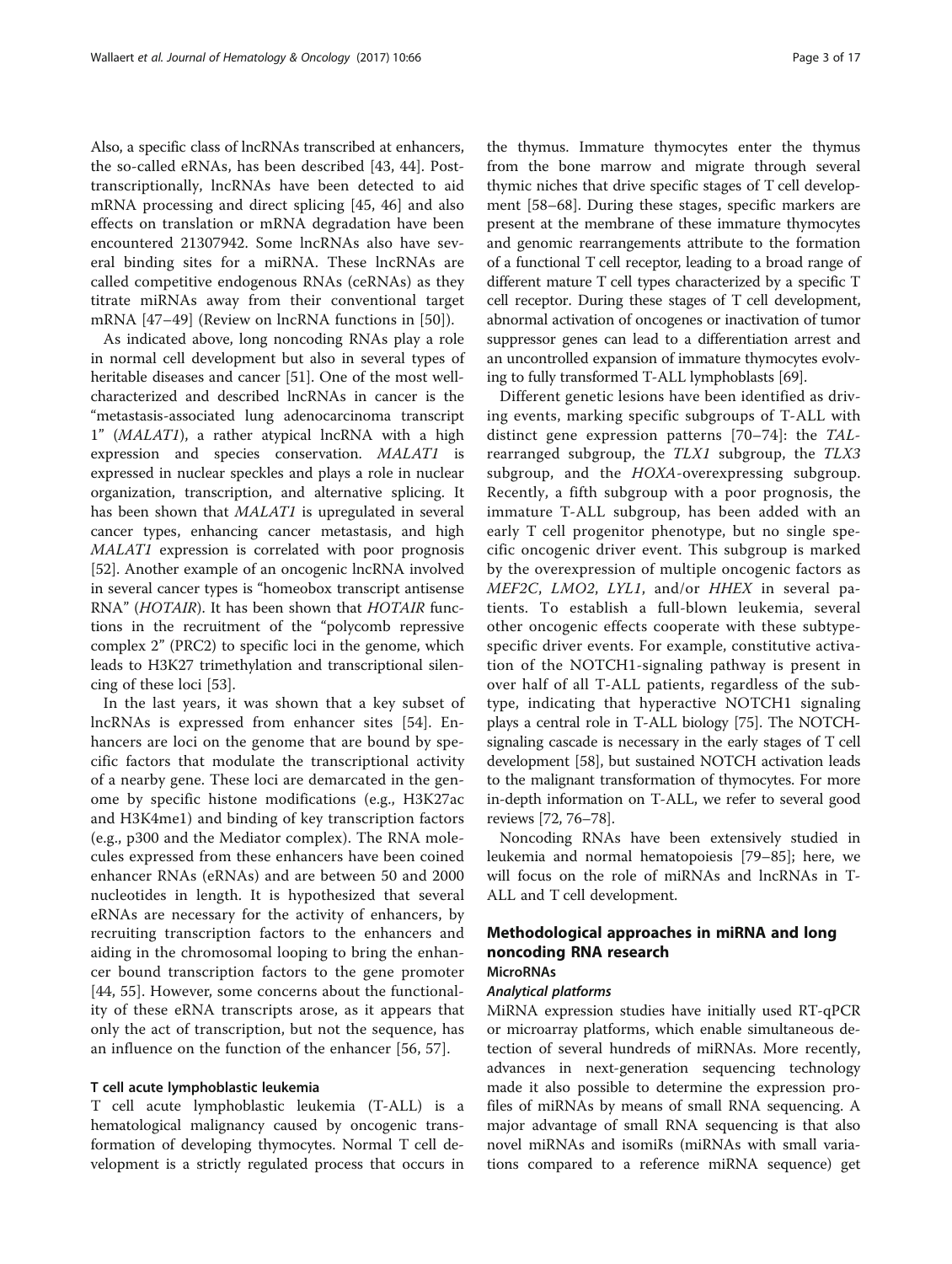Also, a specific class of lncRNAs transcribed at enhancers, the so-called eRNAs, has been described [43, 44]. Post-transcriptionally, lncRNAs have been detected to aid mRNA processing and direct splicing [45, 46] and also effects on translation or mRNA degradation have been encountered 21307942. Some lncRNAs also have several binding sites for a miRNA. These lncRNAs are called competitive endogenous RNAs (ceRNAs) as they titrate miRNAs away from their conventional target mRNA [47–49] (Review on lncRNA functions in [50]).

As indicated above, long noncoding RNAs play a role in normal cell development but also in several types of heritable diseases and cancer [51]. One of the most well-characterized and described lncRNAs in cancer is the "metastasis-associated lung adenocarcinoma transcript 1" (*MALAT1*), a rather atypical lncRNA with a high expression and species conservation. *MALAT1* is expressed in nuclear speckles and plays a role in nuclear organization, transcription, and alternative splicing. It has been shown that *MALAT1* is upregulated in several cancer types, enhancing cancer metastasis, and high *MALAT1* expression is correlated with poor prognosis [52]. Another example of an oncogenic lncRNA involved in several cancer types is "homeobox transcript antisense RNA" (*HOTAIR*). It has been shown that *HOTAIR* functions in the recruitment of the "polycomb repressive complex 2" (PRC2) to specific loci in the genome, which leads to H3K27 trimethylation and transcriptional silencing of these loci [53].

In the last years, it was shown that a key subset of lncRNAs is expressed from enhancer sites [54]. Enhancers are loci on the genome that are bound by specific factors that modulate the transcriptional activity of a nearby gene. These loci are demarcated in the genome by specific histone modifications (e.g., H3K27ac and H3K4me1) and binding of key transcription factors (e.g., p300 and the Mediator complex). The RNA molecules expressed from these enhancers have been coined enhancer RNAs (eRNAs) and are between 50 and 2000 nucleotides in length. It is hypothesized that several eRNAs are necessary for the activity of enhancers, by recruiting transcription factors to the enhancers and aiding in the chromosomal looping to bring the enhancer bound transcription factors to the gene promoter [44, 55]. However, some concerns about the functionality of these eRNA transcripts arose, as it appears that only the act of transcription, but not the sequence, has an influence on the function of the enhancer [56, 57].

#### T cell acute lymphoblastic leukemia

T cell acute lymphoblastic leukemia (T-ALL) is a hematological malignancy caused by oncogenic transformation of developing thymocytes. Normal T cell development is a strictly regulated process that occurs in the thymus. Immature thymocytes enter the thymus from the bone marrow and migrate through several thymic niches that drive specific stages of T cell development [58–68]. During these stages, specific markers are present at the membrane of these immature thymocytes and genomic rearrangements attribute to the formation of a functional T cell receptor, leading to a broad range of different mature T cell types characterized by a specific T cell receptor. During these stages of T cell development, abnormal activation of oncogenes or inactivation of tumor suppressor genes can lead to a differentiation arrest and an uncontrolled expansion of immature thymocytes evolving to fully transformed T-ALL lymphoblasts [69].

Different genetic lesions have been identified as driving events, marking specific subgroups of T-ALL with distinct gene expression patterns [70–74]: the *TAL*-rearranged subgroup, the *TLX1* subgroup, the *TLX3* subgroup, and the *HOXA*-overexpressing subgroup. Recently, a fifth subgroup with a poor prognosis, the immature T-ALL subgroup, has been added with an early T cell progenitor phenotype, but no single specific oncogenic driver event. This subgroup is marked by the overexpression of multiple oncogenic factors as *MEF2C*, *LMO2*, *LYL1*, and/or *HHEX* in several patients. To establish a full-blown leukemia, several other oncogenic effects cooperate with these subtype-specific driver events. For example, constitutive activation of the NOTCH1-signaling pathway is present in over half of all T-ALL patients, regardless of the subtype, indicating that hyperactive NOTCH1 signaling plays a central role in T-ALL biology [75]. The NOTCH-signaling cascade is necessary in the early stages of T cell development [58], but sustained NOTCH activation leads to the malignant transformation of thymocytes. For more in-depth information on T-ALL, we refer to several good reviews [72, 76–78].

Noncoding RNAs have been extensively studied in leukemia and normal hematopoiesis [79–85]; here, we will focus on the role of miRNAs and lncRNAs in T-ALL and T cell development.

## Methodological approaches in miRNA and long noncoding RNA research

### MicroRNAs

#### *Analytical platforms*

MiRNA expression studies have initially used RT-qPCR or microarray platforms, which enable simultaneous detection of several hundreds of miRNAs. More recently, advances in next-generation sequencing technology made it also possible to determine the expression profiles of miRNAs by means of small RNA sequencing. A major advantage of small RNA sequencing is that also novel miRNAs and isomiRs (miRNAs with small variations compared to a reference miRNA sequence) get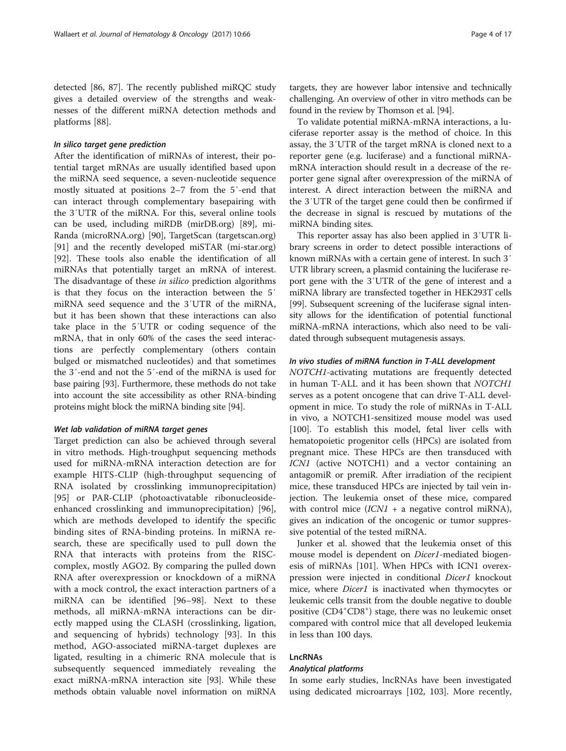detected [86, 87]. The recently published miRQC study gives a detailed overview of the strengths and weaknesses of the different miRNA detection methods and platforms [88].

#### *In silico target gene prediction*

After the identification of miRNAs of interest, their potential target mRNAs are usually identified based upon the miRNA seed sequence, a seven-nucleotide sequence mostly situated at positions 2–7 from the 5′-end that can interact through complementary basepairing with the 3′UTR of the miRNA. For this, several online tools can be used, including miRDB (mirDB.org) [89], miRanda (microRNA.org) [90], TargetScan (targetscan.org) [91] and the recently developed miSTAR (mi-star.org) [92]. These tools also enable the identification of all miRNAs that potentially target an mRNA of interest. The disadvantage of these *in silico* prediction algorithms is that they focus on the interaction between the 5′ miRNA seed sequence and the 3′UTR of the miRNA, but it has been shown that these interactions can also take place in the 5′UTR or coding sequence of the mRNA, that in only 60% of the cases the seed interactions are perfectly complementary (others contain bulged or mismatched nucleotides) and that sometimes the 3′-end and not the 5′-end of the miRNA is used for base pairing [93]. Furthermore, these methods do not take into account the site accessibility as other RNA-binding proteins might block the miRNA binding site [94].

#### *Wet lab validation of miRNA target genes*

Target prediction can also be achieved through several in vitro methods. High-troughput sequencing methods used for miRNA-mRNA interaction detection are for example HITS-CLIP (high-throughput sequencing of RNA isolated by crosslinking immunoprecipitation) [95] or PAR-CLIP (photoactivatable ribonucleoside-enhanced crosslinking and immunoprecipitation) [96], which are methods developed to identify the specific binding sites of RNA-binding proteins. In miRNA research, these are specifically used to pull down the RNA that interacts with proteins from the RISC-complex, mostly AGO2. By comparing the pulled down RNA after overexpression or knockdown of a miRNA with a mock control, the exact interaction partners of a miRNA can be identified [96–98]. Next to these methods, all miRNA-mRNA interactions can be directly mapped using the CLASH (crosslinking, ligation, and sequencing of hybrids) technology [93]. In this method, AGO-associated miRNA-target duplexes are ligated, resulting in a chimeric RNA molecule that is subsequently sequenced immediately revealing the exact miRNA-mRNA interaction site [93]. While these methods obtain valuable novel information on miRNA targets, they are however labor intensive and technically challenging. An overview of other in vitro methods can be found in the review by Thomson et al. [94].

To validate potential miRNA-mRNA interactions, a luciferase reporter assay is the method of choice. In this assay, the 3′UTR of the target mRNA is cloned next to a reporter gene (e.g. luciferase) and a functional miRNA-mRNA interaction should result in a decrease of the reporter gene signal after overexpression of the miRNA of interest. A direct interaction between the miRNA and the 3′UTR of the target gene could then be confirmed if the decrease in signal is rescued by mutations of the miRNA binding sites.

This reporter assay has also been applied in 3′UTR library screens in order to detect possible interactions of known miRNAs with a certain gene of interest. In such 3′UTR library screen, a plasmid containing the luciferase report gene with the 3′UTR of the gene of interest and a miRNA library are transfected together in HEK293T cells [99]. Subsequent screening of the luciferase signal intensity allows for the identification of potential functional miRNA-mRNA interactions, which also need to be validated through subsequent mutagenesis assays.

#### *In vivo studies of miRNA function in T-ALL development*

*NOTCH1*-activating mutations are frequently detected in human T-ALL and it has been shown that *NOTCH1* serves as a potent oncogene that can drive T-ALL development in mice. To study the role of miRNAs in T-ALL in vivo, a NOTCH1-sensitized mouse model was used [100]. To establish this model, fetal liver cells with hematopoietic progenitor cells (HPCs) are isolated from pregnant mice. These HPCs are then transduced with *ICN1* (active NOTCH1) and a vector containing an antagomiR or premiR. After irradiation of the recipient mice, these transduced HPCs are injected by tail vein injection. The leukemia onset of these mice, compared with control mice (*ICN1* + a negative control miRNA), gives an indication of the oncogenic or tumor suppressive potential of the tested miRNA.

Junker et al. showed that the leukemia onset of this mouse model is dependent on *Dicer1*-mediated biogenesis of miRNAs [101]. When HPCs with ICN1 overexpression were injected in conditional *Dicer1* knockout mice, where *Dicer1* is inactivated when thymocytes or leukemic cells transit from the double negative to double positive ($CD4^{+}CD8^{+}$) stage, there was no leukemic onset compared with control mice that all developed leukemia in less than 100 days.

### LncRNAs

#### *Analytical platforms*

In some early studies, lncRNAs have been investigated using dedicated microarrays [102, 103]. More recently,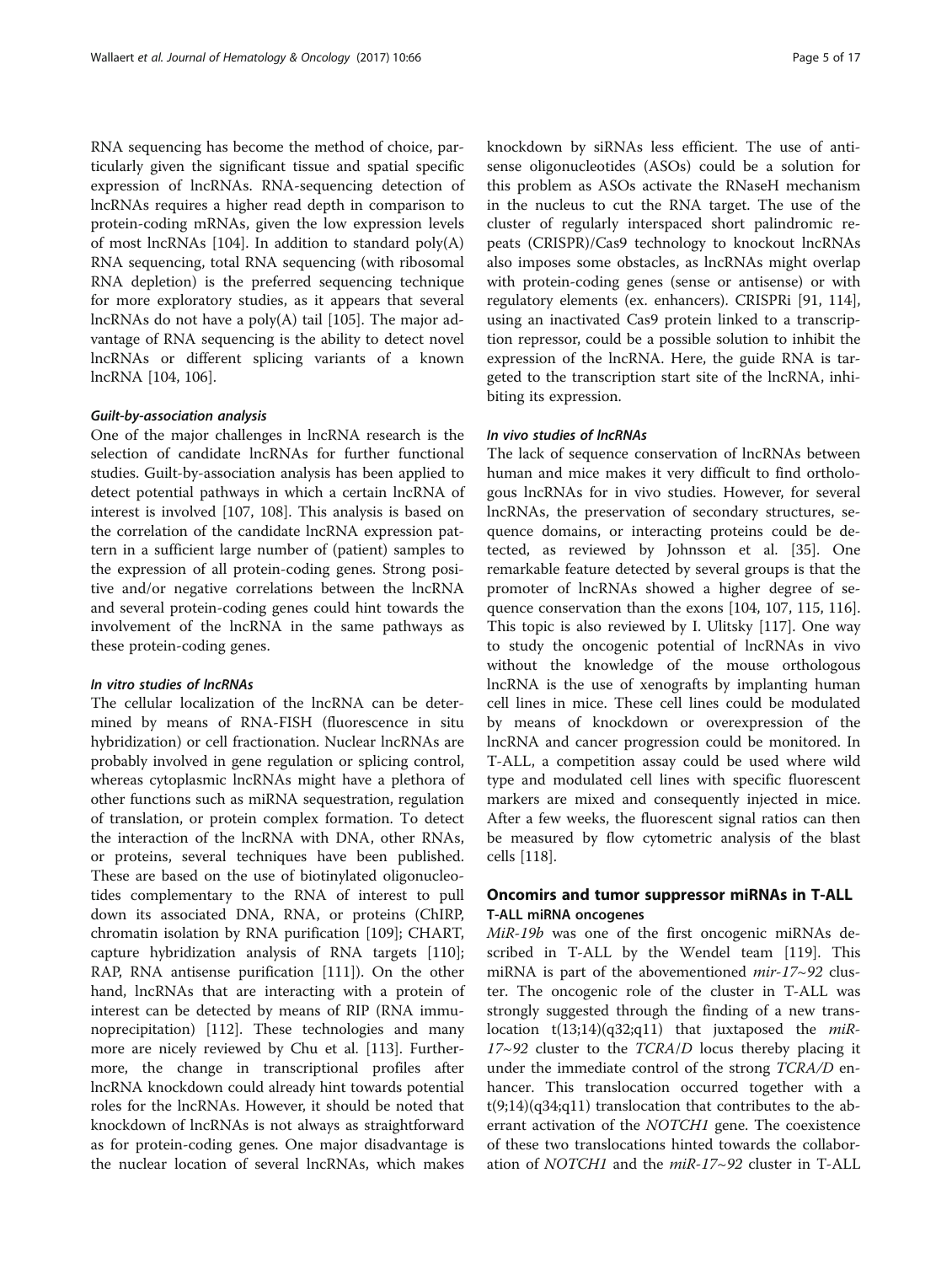RNA sequencing has become the method of choice, particularly given the significant tissue and spatial specific expression of lncRNAs. RNA-sequencing detection of lncRNAs requires a higher read depth in comparison to protein-coding mRNAs, given the low expression levels of most lncRNAs [104]. In addition to standard poly(A) RNA sequencing, total RNA sequencing (with ribosomal RNA depletion) is the preferred sequencing technique for more exploratory studies, as it appears that several lncRNAs do not have a poly(A) tail [105]. The major advantage of RNA sequencing is the ability to detect novel lncRNAs or different splicing variants of a known lncRNA [104, 106].

#### *Guilt-by-association analysis*

One of the major challenges in lncRNA research is the selection of candidate lncRNAs for further functional studies. Guilt-by-association analysis has been applied to detect potential pathways in which a certain lncRNA of interest is involved [107, 108]. This analysis is based on the correlation of the candidate lncRNA expression pattern in a sufficient large number of (patient) samples to the expression of all protein-coding genes. Strong positive and/or negative correlations between the lncRNA and several protein-coding genes could hint towards the involvement of the lncRNA in the same pathways as these protein-coding genes.

#### *In vitro studies of lncRNAs*

The cellular localization of the lncRNA can be determined by means of RNA-FISH (fluorescence in situ hybridization) or cell fractionation. Nuclear lncRNAs are probably involved in gene regulation or splicing control, whereas cytoplasmic lncRNAs might have a plethora of other functions such as miRNA sequestration, regulation of translation, or protein complex formation. To detect the interaction of the lncRNA with DNA, other RNAs, or proteins, several techniques have been published. These are based on the use of biotinylated oligonucleotides complementary to the RNA of interest to pull down its associated DNA, RNA, or proteins (ChIRP, chromatin isolation by RNA purification [109]; CHART, capture hybridization analysis of RNA targets [110]; RAP, RNA antisense purification [111]). On the other hand, lncRNAs that are interacting with a protein of interest can be detected by means of RIP (RNA immunoprecipitation) [112]. These technologies and many more are nicely reviewed by Chu et al. [113]. Furthermore, the change in transcriptional profiles after lncRNA knockdown could already hint towards potential roles for the lncRNAs. However, it should be noted that knockdown of lncRNAs is not always as straightforward as for protein-coding genes. One major disadvantage is the nuclear location of several lncRNAs, which makes knockdown by siRNAs less efficient. The use of antisense oligonucleotides (ASOs) could be a solution for this problem as ASOs activate the RNaseH mechanism in the nucleus to cut the RNA target. The use of the cluster of regularly interspaced short palindromic repeats (CRISPR)/Cas9 technology to knockout lncRNAs also imposes some obstacles, as lncRNAs might overlap with protein-coding genes (sense or antisense) or with regulatory elements (ex. enhancers). CRISPRi [91, 114], using an inactivated Cas9 protein linked to a transcription repressor, could be a possible solution to inhibit the expression of the lncRNA. Here, the guide RNA is targeted to the transcription start site of the lncRNA, inhibiting its expression.

#### *In vivo studies of lncRNAs*

The lack of sequence conservation of lncRNAs between human and mice makes it very difficult to find orthologous lncRNAs for in vivo studies. However, for several lncRNAs, the preservation of secondary structures, sequence domains, or interacting proteins could be detected, as reviewed by Johnsson et al. [35]. One remarkable feature detected by several groups is that the promoter of lncRNAs showed a higher degree of sequence conservation than the exons [104, 107, 115, 116]. This topic is also reviewed by I. Ulitsky [117]. One way to study the oncogenic potential of lncRNAs in vivo without the knowledge of the mouse orthologous lncRNA is the use of xenografts by implanting human cell lines in mice. These cell lines could be modulated by means of knockdown or overexpression of the lncRNA and cancer progression could be monitored. In T-ALL, a competition assay could be used where wild type and modulated cell lines with specific fluorescent markers are mixed and consequently injected in mice. After a few weeks, the fluorescent signal ratios can then be measured by flow cytometric analysis of the blast cells [118].

## Oncomirs and tumor suppressor miRNAs in T-ALL

### T-ALL miRNA oncogenes

*MiR-19b* was one of the first oncogenic miRNAs described in T-ALL by the Wendel team [119]. This miRNA is part of the abovementioned *mir-17~92* cluster. The oncogenic role of the cluster in T-ALL was strongly suggested through the finding of a new translocation t(13;14)(q32;q11) that juxtaposed the *miR-17~92* cluster to the *TCRA/D* locus thereby placing it under the immediate control of the strong *TCRA/D* enhancer. This translocation occurred together with a t(9;14)(q34;q11) translocation that contributes to the aberrant activation of the *NOTCH1* gene. The coexistence of these two translocations hinted towards the collaboration of *NOTCH1* and the *miR-17~92* cluster in T-ALL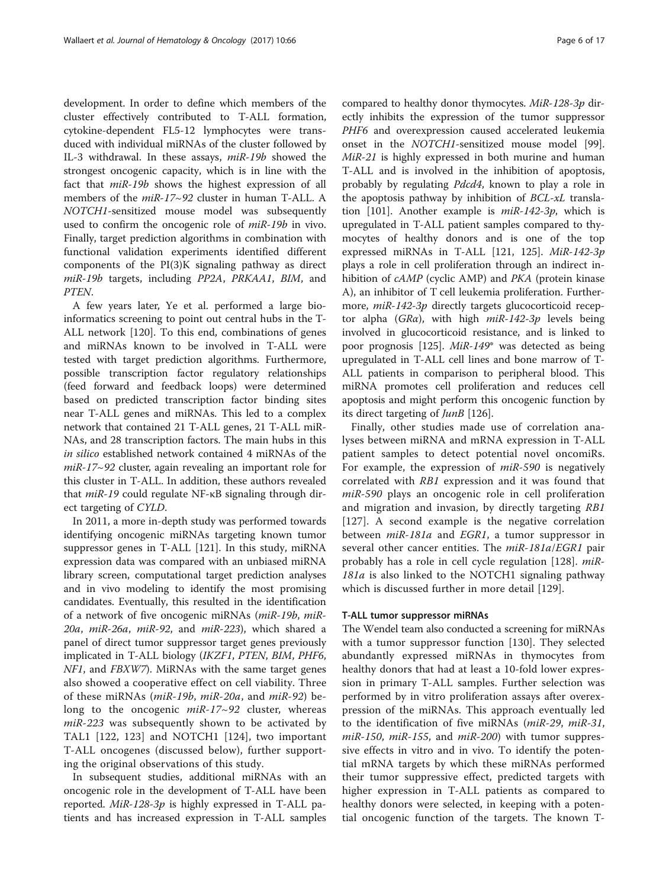development. In order to define which members of the cluster effectively contributed to T-ALL formation, cytokine-dependent FL5-12 lymphocytes were transduced with individual miRNAs of the cluster followed by IL-3 withdrawal. In these assays, *miR-19b* showed the strongest oncogenic capacity, which is in line with the fact that *miR-19b* shows the highest expression of all members of the *miR-17~92* cluster in human T-ALL. A *NOTCH1*-sensitized mouse model was subsequently used to confirm the oncogenic role of *miR-19b* in vivo. Finally, target prediction algorithms in combination with functional validation experiments identified different components of the PI(3)K signaling pathway as direct *miR-19b* targets, including *PP2A*, *PRKAA1*, *BIM*, and *PTEN*.

A few years later, Ye et al. performed a large bioinformatics screening to point out central hubs in the T-ALL network [120]. To this end, combinations of genes and miRNAs known to be involved in T-ALL were tested with target prediction algorithms. Furthermore, possible transcription factor regulatory relationships (feed forward and feedback loops) were determined based on predicted transcription factor binding sites near T-ALL genes and miRNAs. This led to a complex network that contained 21 T-ALL genes, 21 T-ALL miRNAs, and 28 transcription factors. The main hubs in this *in silico* established network contained 4 miRNAs of the *miR-17~92* cluster, again revealing an important role for this cluster in T-ALL. In addition, these authors revealed that *miR-19* could regulate NF-κB signaling through direct targeting of *CYLD*.

In 2011, a more in-depth study was performed towards identifying oncogenic miRNAs targeting known tumor suppressor genes in T-ALL [121]. In this study, miRNA expression data was compared with an unbiased miRNA library screen, computational target prediction analyses and in vivo modeling to identify the most promising candidates. Eventually, this resulted in the identification of a network of five oncogenic miRNAs (*miR-19b*, *miR-20a*, *miR-26a*, *miR-92*, and *miR-223*), which shared a panel of direct tumor suppressor target genes previously implicated in T-ALL biology (*IKZF1*, *PTEN*, *BIM*, *PHF6*, *NF1*, and *FBXW7*). MiRNAs with the same target genes also showed a cooperative effect on cell viability. Three of these miRNAs (*miR-19b*, *miR-20a*, and *miR-92*) belong to the oncogenic *miR-17~92* cluster, whereas *miR-223* was subsequently shown to be activated by TAL1 [122, 123] and NOTCH1 [124], two important T-ALL oncogenes (discussed below), further supporting the original observations of this study.

In subsequent studies, additional miRNAs with an oncogenic role in the development of T-ALL have been reported. *MiR-128-3p* is highly expressed in T-ALL patients and has increased expression in T-ALL samples compared to healthy donor thymocytes. *MiR-128-3p* directly inhibits the expression of the tumor suppressor *PHF6* and overexpression caused accelerated leukemia onset in the *NOTCH1*-sensitized mouse model [99]. *MiR-21* is highly expressed in both murine and human T-ALL and is involved in the inhibition of apoptosis, probably by regulating *Pdcd4*, known to play a role in the apoptosis pathway by inhibition of *BCL-xL* translation [101]. Another example is *miR-142-3p*, which is upregulated in T-ALL patient samples compared to thymocytes of healthy donors and is one of the top expressed miRNAs in T-ALL [121, 125]. *MiR-142-3p* plays a role in cell proliferation through an indirect inhibition of *cAMP* (cyclic AMP) and *PKA* (protein kinase A), an inhibitor of T cell leukemia proliferation. Furthermore, *miR-142-3p* directly targets glucocorticoid receptor alpha (*GRα*), with high *miR-142-3p* levels being involved in glucocorticoid resistance, and is linked to poor prognosis [125]. *MiR-149** was detected as being upregulated in T-ALL cell lines and bone marrow of T-ALL patients in comparison to peripheral blood. This miRNA promotes cell proliferation and reduces cell apoptosis and might perform this oncogenic function by its direct targeting of *JunB* [126].

Finally, other studies made use of correlation analyses between miRNA and mRNA expression in T-ALL patient samples to detect potential novel oncomiRs. For example, the expression of *miR-590* is negatively correlated with *RB1* expression and it was found that *miR-590* plays an oncogenic role in cell proliferation and migration and invasion, by directly targeting *RB1* [127]. A second example is the negative correlation between *miR-181a* and *EGR1*, a tumor suppressor in several other cancer entities. The *miR-181a*/*EGR1* pair probably has a role in cell cycle regulation [128]. *miR-181a* is also linked to the NOTCH1 signaling pathway which is discussed further in more detail [129].

#### T-ALL tumor suppressor miRNAs

The Wendel team also conducted a screening for miRNAs with a tumor suppressor function [130]. They selected abundantly expressed miRNAs in thymocytes from healthy donors that had at least a 10-fold lower expression in primary T-ALL samples. Further selection was performed by in vitro proliferation assays after overexpression of the miRNAs. This approach eventually led to the identification of five miRNAs (*miR-29*, *miR-31*, *miR-150*, *miR-155*, and *miR-200*) with tumor suppressive effects in vitro and in vivo. To identify the potential mRNA targets by which these miRNAs performed their tumor suppressive effect, predicted targets with higher expression in T-ALL patients as compared to healthy donors were selected, in keeping with a potential oncogenic function of the targets. The known T-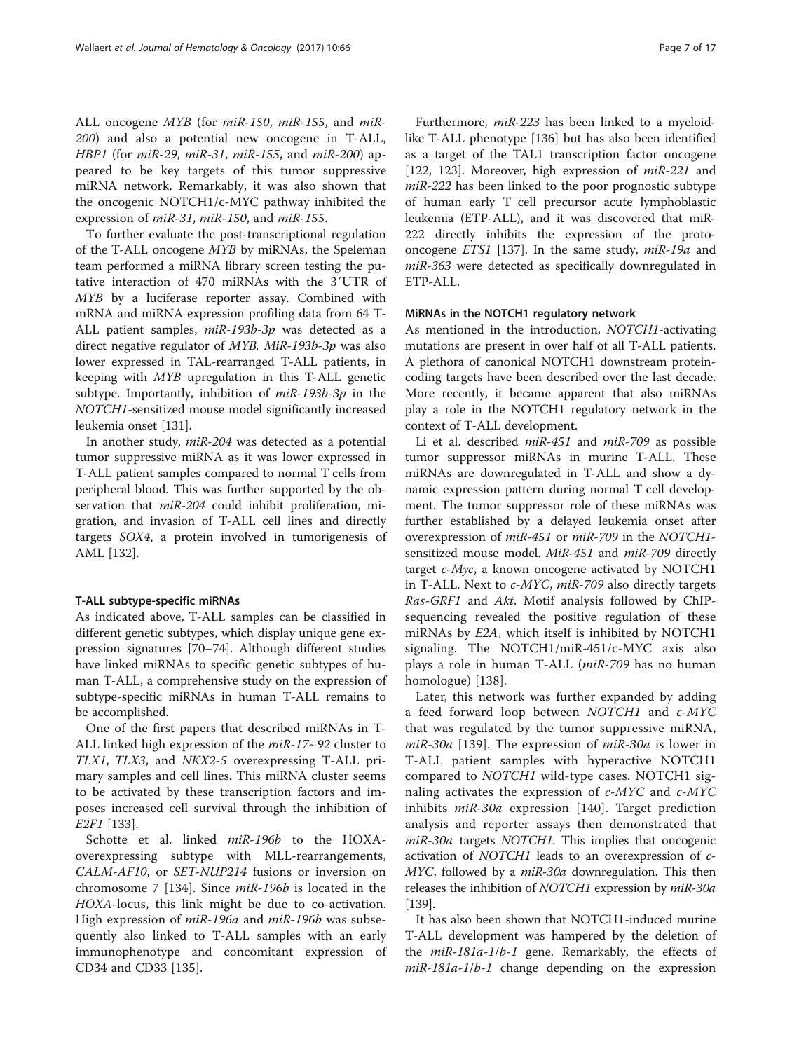ALL oncogene *MYB* (for *miR-150*, *miR-155*, and *miR-200*) and also a potential new oncogene in T-ALL, *HBP1* (for *miR-29*, *miR-31*, *miR-155*, and *miR-200*) appeared to be key targets of this tumor suppressive miRNA network. Remarkably, it was also shown that the oncogenic NOTCH1/c-MYC pathway inhibited the expression of *miR-31*, *miR-150*, and *miR-155*.

To further evaluate the post-transcriptional regulation of the T-ALL oncogene *MYB* by miRNAs, the Speleman team performed a miRNA library screen testing the putative interaction of 470 miRNAs with the 3′UTR of *MYB* by a luciferase reporter assay. Combined with mRNA and miRNA expression profiling data from 64 T-ALL patient samples, *miR-193b-3p* was detected as a direct negative regulator of *MYB*. *MiR-193b-3p* was also lower expressed in TAL-rearranged T-ALL patients, in keeping with *MYB* upregulation in this T-ALL genetic subtype. Importantly, inhibition of *miR-193b-3p* in the *NOTCH1*-sensitized mouse model significantly increased leukemia onset [131].

In another study, *miR-204* was detected as a potential tumor suppressive miRNA as it was lower expressed in T-ALL patient samples compared to normal T cells from peripheral blood. This was further supported by the observation that *miR-204* could inhibit proliferation, migration, and invasion of T-ALL cell lines and directly targets *SOX4*, a protein involved in tumorigenesis of AML [132].

#### T-ALL subtype-specific miRNAs

As indicated above, T-ALL samples can be classified in different genetic subtypes, which display unique gene expression signatures [70–74]. Although different studies have linked miRNAs to specific genetic subtypes of human T-ALL, a comprehensive study on the expression of subtype-specific miRNAs in human T-ALL remains to be accomplished.

One of the first papers that described miRNAs in T-ALL linked high expression of the *miR-17~92* cluster to *TLX1*, *TLX3*, and *NKX2-5* overexpressing T-ALL primary samples and cell lines. This miRNA cluster seems to be activated by these transcription factors and imposes increased cell survival through the inhibition of *E2F1* [133].

Schotte et al. linked *miR-196b* to the HOXA-overexpressing subtype with MLL-rearrangements, *CALM-AF10*, or *SET-NUP214* fusions or inversion on chromosome 7 [134]. Since *miR-196b* is located in the *HOXA*-locus, this link might be due to co-activation. High expression of *miR-196a* and *miR-196b* was subsequently also linked to T-ALL samples with an early immunophenotype and concomitant expression of CD34 and CD33 [135].

Furthermore, *miR-223* has been linked to a myeloid-like T-ALL phenotype [136] but has also been identified as a target of the TAL1 transcription factor oncogene [122, 123]. Moreover, high expression of *miR-221* and *miR-222* has been linked to the poor prognostic subtype of human early T cell precursor acute lymphoblastic leukemia (ETP-ALL), and it was discovered that miR-222 directly inhibits the expression of the proto-oncogene *ETS1* [137]. In the same study, *miR-19a* and *miR-363* were detected as specifically downregulated in ETP-ALL.

#### MiRNAs in the NOTCH1 regulatory network

As mentioned in the introduction, *NOTCH1*-activating mutations are present in over half of all T-ALL patients. A plethora of canonical NOTCH1 downstream protein-coding targets have been described over the last decade. More recently, it became apparent that also miRNAs play a role in the NOTCH1 regulatory network in the context of T-ALL development.

Li et al. described *miR-451* and *miR-709* as possible tumor suppressor miRNAs in murine T-ALL. These miRNAs are downregulated in T-ALL and show a dynamic expression pattern during normal T cell development. The tumor suppressor role of these miRNAs was further established by a delayed leukemia onset after overexpression of *miR-451* or *miR-709* in the *NOTCH1*-sensitized mouse model. *MiR-451* and *miR-709* directly target *c-Myc*, a known oncogene activated by NOTCH1 in T-ALL. Next to *c-MYC*, *miR-709* also directly targets *Ras-GRF1* and *Akt*. Motif analysis followed by ChIP-sequencing revealed the positive regulation of these miRNAs by *E2A*, which itself is inhibited by NOTCH1 signaling. The NOTCH1/miR-451/c-MYC axis also plays a role in human T-ALL (*miR-709* has no human homologue) [138].

Later, this network was further expanded by adding a feed forward loop between *NOTCH1* and *c-MYC* that was regulated by the tumor suppressive miRNA, *miR-30a* [139]. The expression of *miR-30a* is lower in T-ALL patient samples with hyperactive NOTCH1 compared to *NOTCH1* wild-type cases. NOTCH1 signaling activates the expression of *c-MYC* and *c-MYC* inhibits *miR-30a* expression [140]. Target prediction analysis and reporter assays then demonstrated that *miR-30a* targets *NOTCH1*. This implies that oncogenic activation of *NOTCH1* leads to an overexpression of *c-MYC*, followed by a *miR-30a* downregulation. This then releases the inhibition of *NOTCH1* expression by *miR-30a* [139].

It has also been shown that NOTCH1-induced murine T-ALL development was hampered by the deletion of the *miR-181a-1/b-1* gene. Remarkably, the effects of *miR-181a-1/b-1* change depending on the expression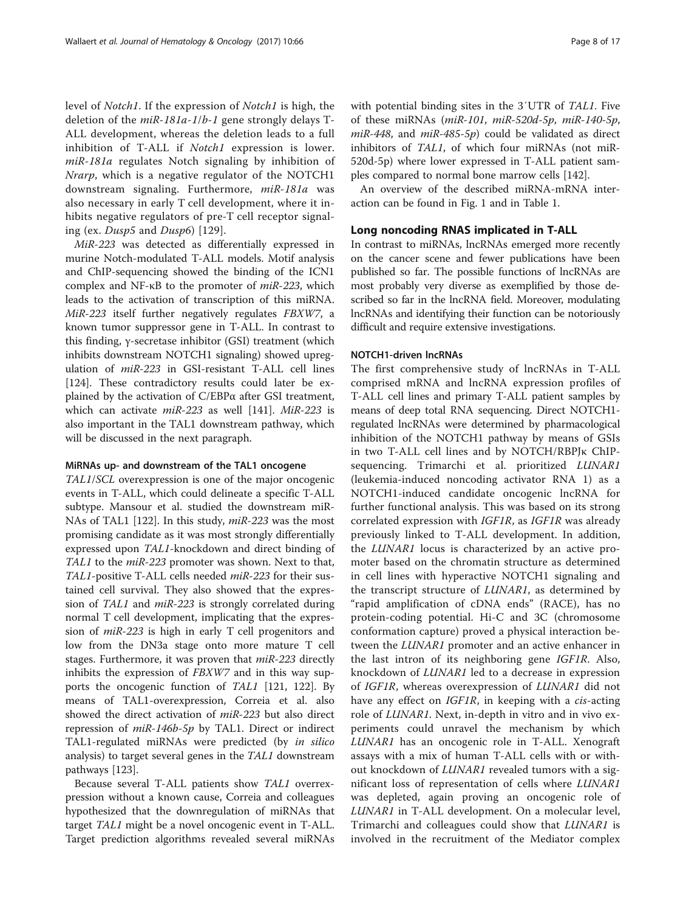level of *Notch1*. If the expression of *Notch1* is high, the deletion of the *miR-181a-1/b-1* gene strongly delays T-ALL development, whereas the deletion leads to a full inhibition of T-ALL if *Notch1* expression is lower. *miR-181a* regulates Notch signaling by inhibition of *Nrarp*, which is a negative regulator of the NOTCH1 downstream signaling. Furthermore, *miR-181a* was also necessary in early T cell development, where it inhibits negative regulators of pre-T cell receptor signaling (ex. *Dusp5* and *Dusp6*) [129].

*MiR-223* was detected as differentially expressed in murine Notch-modulated T-ALL models. Motif analysis and ChIP-sequencing showed the binding of the ICN1 complex and NF-κB to the promoter of *miR-223*, which leads to the activation of transcription of this miRNA. *MiR-223* itself further negatively regulates *FBXW7*, a known tumor suppressor gene in T-ALL. In contrast to this finding, γ-secretase inhibitor (GSI) treatment (which inhibits downstream NOTCH1 signaling) showed upregulation of *miR-223* in GSI-resistant T-ALL cell lines [124]. These contradictory results could later be explained by the activation of C/EBPα after GSI treatment, which can activate *miR-223* as well [141]. *MiR-223* is also important in the TAL1 downstream pathway, which will be discussed in the next paragraph.

### MiRNAs up- and downstream of the TAL1 oncogene

*TAL1/SCL* overexpression is one of the major oncogenic events in T-ALL, which could delineate a specific T-ALL subtype. Mansour et al. studied the downstream miRNAs of TAL1 [122]. In this study, *miR-223* was the most promising candidate as it was most strongly differentially expressed upon *TAL1*-knockdown and direct binding of *TAL1* to the *miR-223* promoter was shown. Next to that, *TAL1*-positive T-ALL cells needed *miR-223* for their sustained cell survival. They also showed that the expression of *TAL1* and *miR-223* is strongly correlated during normal T cell development, implicating that the expression of *miR-223* is high in early T cell progenitors and low from the DN3a stage onto more mature T cell stages. Furthermore, it was proven that *miR-223* directly inhibits the expression of *FBXW7* and in this way supports the oncogenic function of *TAL1* [121, 122]. By means of TAL1-overexpression, Correia et al. also showed the direct activation of *miR-223* but also direct repression of *miR-146b-5p* by TAL1. Direct or indirect TAL1-regulated miRNAs were predicted (by *in silico* analysis) to target several genes in the *TAL1* downstream pathways [123].

Because several T-ALL patients show *TAL1* overexpression without a known cause, Correia and colleagues hypothesized that the downregulation of miRNAs that target *TAL1* might be a novel oncogenic event in T-ALL. Target prediction algorithms revealed several miRNAs with potential binding sites in the 3′UTR of *TAL1*. Five of these miRNAs (*miR-101*, *miR-520d-5p*, *miR-140-5p*, *miR-448*, and *miR-485-5p*) could be validated as direct inhibitors of *TAL1*, of which four miRNAs (not miR-520d-5p) where lower expressed in T-ALL patient samples compared to normal bone marrow cells [142].

An overview of the described miRNA-mRNA interaction can be found in Fig. 1 and in Table 1.

## Long noncoding RNAS implicated in T-ALL

In contrast to miRNAs, lncRNAs emerged more recently on the cancer scene and fewer publications have been published so far. The possible functions of lncRNAs are most probably very diverse as exemplified by those described so far in the lncRNA field. Moreover, modulating lncRNAs and identifying their function can be notoriously difficult and require extensive investigations.

### NOTCH1-driven lncRNAs

The first comprehensive study of lncRNAs in T-ALL comprised mRNA and lncRNA expression profiles of T-ALL cell lines and primary T-ALL patient samples by means of deep total RNA sequencing. Direct NOTCH1-regulated lncRNAs were determined by pharmacological inhibition of the NOTCH1 pathway by means of GSIs in two T-ALL cell lines and by NOTCH/RBPJκ ChIP-sequencing. Trimarchi et al. prioritized *LUNAR1* (leukemia-induced noncoding activator RNA 1) as a NOTCH1-induced candidate oncogenic lncRNA for further functional analysis. This was based on its strong correlated expression with *IGF1R*, as *IGF1R* was already previously linked to T-ALL development. In addition, the *LUNAR1* locus is characterized by an active promoter based on the chromatin structure as determined in cell lines with hyperactive NOTCH1 signaling and the transcript structure of *LUNAR1*, as determined by "rapid amplification of cDNA ends" (RACE), has no protein-coding potential. Hi-C and 3C (chromosome conformation capture) proved a physical interaction between the *LUNAR1* promoter and an active enhancer in the last intron of its neighboring gene *IGF1R*. Also, knockdown of *LUNAR1* led to a decrease in expression of *IGF1R*, whereas overexpression of *LUNAR1* did not have any effect on *IGF1R*, in keeping with a *cis*-acting role of *LUNAR1*. Next, in-depth in vitro and in vivo experiments could unravel the mechanism by which *LUNAR1* has an oncogenic role in T-ALL. Xenograft assays with a mix of human T-ALL cells with or without knockdown of *LUNAR1* revealed tumors with a significant loss of representation of cells where *LUNAR1* was depleted, again proving an oncogenic role of *LUNAR1* in T-ALL development. On a molecular level, Trimarchi and colleagues could show that *LUNAR1* is involved in the recruitment of the Mediator complex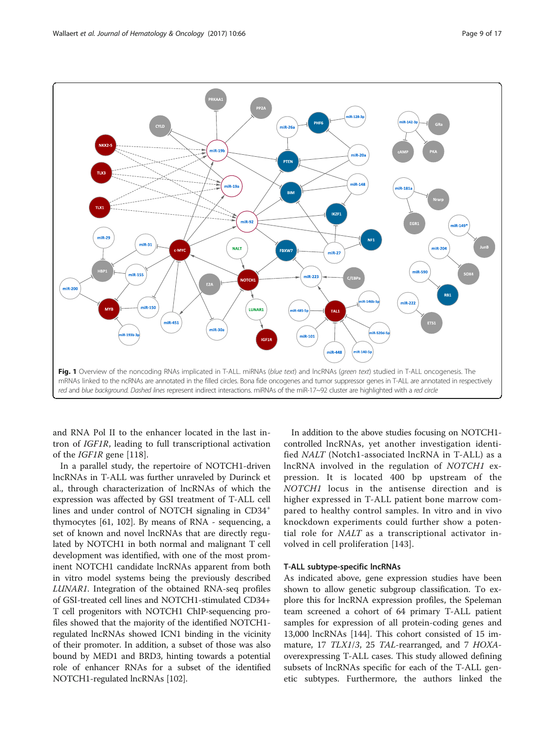Fig. 1 Overview of the noncoding RNAs implicated in T-ALL. miRNAs (*blue text*) and lncRNAs (*green text*) studied in T-ALL oncogenesis. The mRNAs linked to the ncRNAs are annotated in the filled circles. Bona fide oncogenes and tumor suppressor genes in T-ALL are annotated in respectively *red* and *blue background*. *Dashed lines* represent indirect interactions. miRNAs of the miR-17~92 cluster are highlighted with a *red circle*

and RNA Pol II to the enhancer located in the last intron of *IGF1R*, leading to full transcriptional activation of the *IGF1R* gene [118].

In a parallel study, the repertoire of NOTCH1-driven lncRNAs in T-ALL was further unraveled by Durinck et al., through characterization of lncRNAs of which the expression was affected by GSI treatment of T-ALL cell lines and under control of NOTCH signaling in CD34+ thymocytes [61, 102]. By means of RNA - sequencing, a set of known and novel lncRNAs that are directly regulated by NOTCH1 in both normal and malignant T cell development was identified, with one of the most prominent NOTCH1 candidate lncRNAs apparent from both in vitro model systems being the previously described *LUNAR1*. Integration of the obtained RNA-seq profiles of GSI-treated cell lines and NOTCH1-stimulated CD34+ T cell progenitors with NOTCH1 ChIP-sequencing profiles showed that the majority of the identified NOTCH1-regulated lncRNAs showed ICN1 binding in the vicinity of their promoter. In addition, a subset of those was also bound by MED1 and BRD3, hinting towards a potential role of enhancer RNAs for a subset of the identified NOTCH1-regulated lncRNAs [102].

In addition to the above studies focusing on NOTCH1-controlled lncRNAs, yet another investigation identified *NALT* (Notch1-associated lncRNA in T-ALL) as a lncRNA involved in the regulation of *NOTCH1* expression. It is located 400 bp upstream of the *NOTCH1* locus in the antisense direction and is higher expressed in T-ALL patient bone marrow compared to healthy control samples. In vitro and in vivo knockdown experiments could further show a potential role for *NALT* as a transcriptional activator involved in cell proliferation [143].

### T-ALL subtype-specific lncRNAs

As indicated above, gene expression studies have been shown to allow genetic subgroup classification. To explore this for lncRNA expression profiles, the Speleman team screened a cohort of 64 primary T-ALL patient samples for expression of all protein-coding genes and 13,000 lncRNAs [144]. This cohort consisted of 15 immature, 17 *TLX1/3*, 25 *TAL*-rearranged, and 7 *HOXA*-overexpressing T-ALL cases. This study allowed defining subsets of lncRNAs specific for each of the T-ALL genetic subtypes. Furthermore, the authors linked the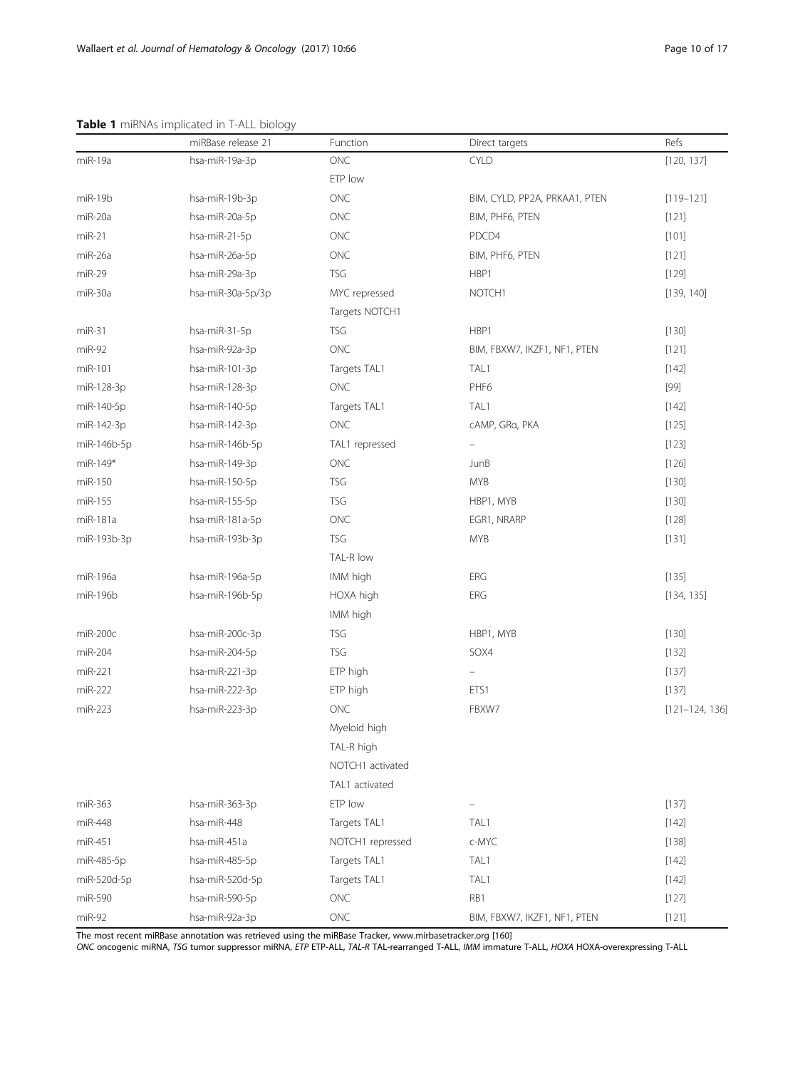**Table 1** miRNAs implicated in T-ALL biology

| | miRBase release 21 | Function | Direct targets | Refs |
|---|---|---|---|---|
| miR-19a | hsa-miR-19a-3p | ONC | CYLD | [120, 137] |
| | | ETP low | | |
| miR-19b | hsa-miR-19b-3p | ONC | BIM, CYLD, PP2A, PRKAA1, PTEN | [119–121] |
| miR-20a | hsa-miR-20a-5p | ONC | BIM, PHF6, PTEN | [121] |
| miR-21 | hsa-miR-21-5p | ONC | PDCD4 | [101] |
| miR-26a | hsa-miR-26a-5p | ONC | BIM, PHF6, PTEN | [121] |
| miR-29 | hsa-miR-29a-3p | TSG | HBP1 | [129] |
| miR-30a | hsa-miR-30a-5p/3p | MYC repressed | NOTCH1 | [139, 140] |
| | | Targets NOTCH1 | | |
| miR-31 | hsa-miR-31-5p | TSG | HBP1 | [130] |
| miR-92 | hsa-miR-92a-3p | ONC | BIM, FBXW7, IKZF1, NF1, PTEN | [121] |
| miR-101 | hsa-miR-101-3p | Targets TAL1 | TAL1 | [142] |
| miR-128-3p | hsa-miR-128-3p | ONC | PHF6 | [99] |
| miR-140-5p | hsa-miR-140-5p | Targets TAL1 | TAL1 | [142] |
| miR-142-3p | hsa-miR-142-3p | ONC | cAMP, GRα, PKA | [125] |
| miR-146b-5p | hsa-miR-146b-5p | TAL1 repressed | – | [123] |
| miR-149* | hsa-miR-149-3p | ONC | JunB | [126] |
| miR-150 | hsa-miR-150-5p | TSG | MYB | [130] |
| miR-155 | hsa-miR-155-5p | TSG | HBP1, MYB | [130] |
| miR-181a | hsa-miR-181a-5p | ONC | EGR1, NRARP | [128] |
| miR-193b-3p | hsa-miR-193b-3p | TSG | MYB | [131] |
| | | TAL-R low | | |
| miR-196a | hsa-miR-196a-5p | IMM high | ERG | [135] |
| miR-196b | hsa-miR-196b-5p | HOXA high | ERG | [134, 135] |
| | | IMM high | | |
| miR-200c | hsa-miR-200c-3p | TSG | HBP1, MYB | [130] |
| miR-204 | hsa-miR-204-5p | TSG | SOX4 | [132] |
| miR-221 | hsa-miR-221-3p | ETP high | – | [137] |
| miR-222 | hsa-miR-222-3p | ETP high | ETS1 | [137] |
| miR-223 | hsa-miR-223-3p | ONC | FBXW7 | [121–124, 136] |
| | | Myeloid high | | |
| | | TAL-R high | | |
| | | NOTCH1 activated | | |
| | | TAL1 activated | | |
| miR-363 | hsa-miR-363-3p | ETP low | – | [137] |
| miR-448 | hsa-miR-448 | Targets TAL1 | TAL1 | [142] |
| miR-451 | hsa-miR-451a | NOTCH1 repressed | c-MYC | [138] |
| miR-485-5p | hsa-miR-485-5p | Targets TAL1 | TAL1 | [142] |
| miR-520d-5p | hsa-miR-520d-5p | Targets TAL1 | TAL1 | [142] |
| miR-590 | hsa-miR-590-5p | ONC | RB1 | [127] |
| miR-92 | hsa-miR-92a-3p | ONC | BIM, FBXW7, IKZF1, NF1, PTEN | [121] |

The most recent miRBase annotation was retrieved using the miRBase Tracker, www.mirbasetracker.org [160]

*ONC* oncogenic miRNA, *TSG* tumor suppressor miRNA, *ETP* ETP-ALL, *TAL-R* TAL-rearranged T-ALL, *IMM* immature T-ALL, *HOXA* HOXA-overexpressing T-ALL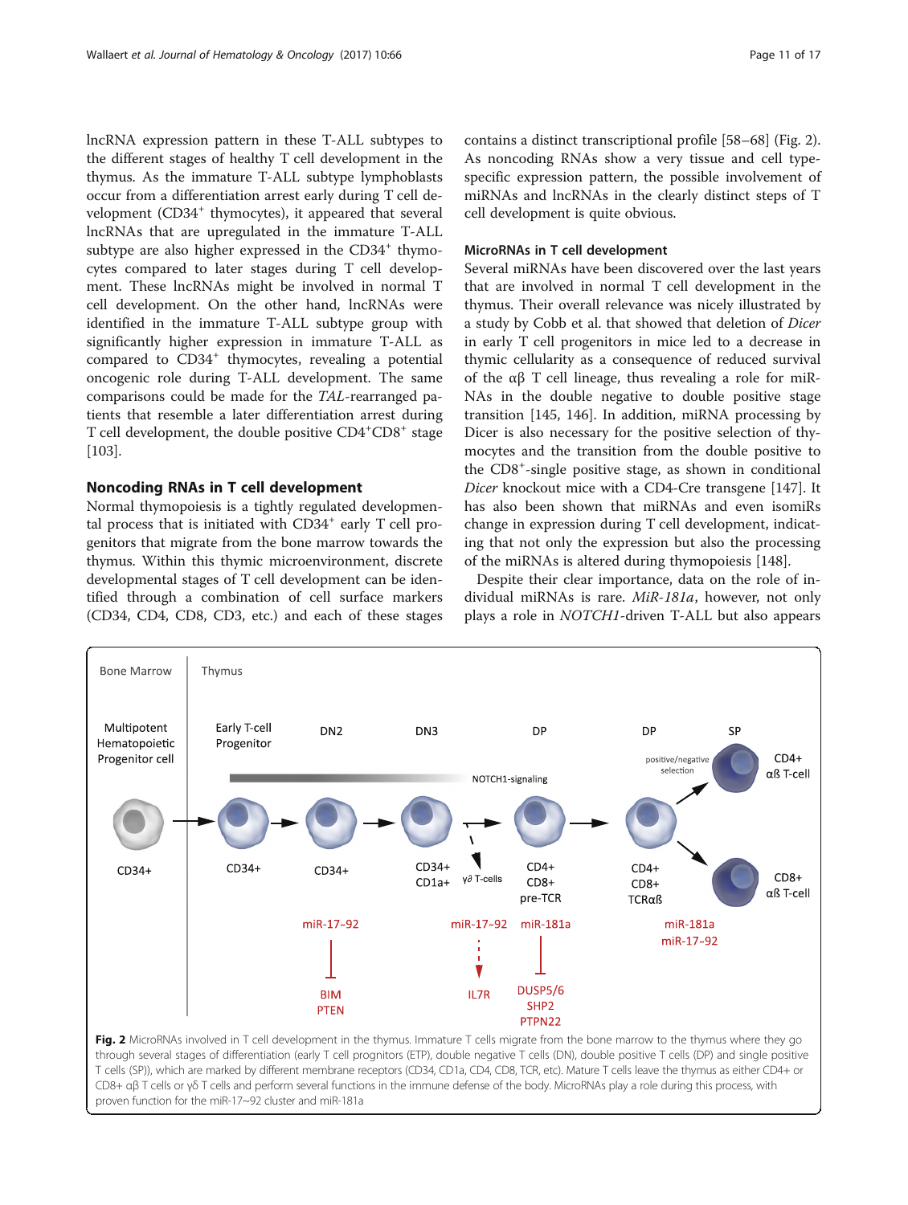lncRNA expression pattern in these T-ALL subtypes to the different stages of healthy T cell development in the thymus. As the immature T-ALL subtype lymphoblasts occur from a differentiation arrest early during T cell development (CD34[+] thymocytes), it appeared that several lncRNAs that are upregulated in the immature T-ALL subtype are also higher expressed in the CD34[+] thymocytes compared to later stages during T cell development. These lncRNAs might be involved in normal T cell development. On the other hand, lncRNAs were identified in the immature T-ALL subtype group with significantly higher expression in immature T-ALL as compared to CD34[+] thymocytes, revealing a potential oncogenic role during T-ALL development. The same comparisons could be made for the *TAL*-rearranged patients that resemble a later differentiation arrest during T cell development, the double positive CD4[+]CD8[+] stage [103].

## Noncoding RNAs in T cell development

Normal thymopoiesis is a tightly regulated developmental process that is initiated with CD34[+] early T cell progenitors that migrate from the bone marrow towards the thymus. Within this thymic microenvironment, discrete developmental stages of T cell development can be identified through a combination of cell surface markers (CD34, CD4, CD8, CD3, etc.) and each of these stages contains a distinct transcriptional profile [58–68] (Fig. 2). As noncoding RNAs show a very tissue and cell type-specific expression pattern, the possible involvement of miRNAs and lncRNAs in the clearly distinct steps of T cell development is quite obvious.

### MicroRNAs in T cell development

Several miRNAs have been discovered over the last years that are involved in normal T cell development in the thymus. Their overall relevance was nicely illustrated by a study by Cobb et al. that showed that deletion of *Dicer* in early T cell progenitors in mice led to a decrease in thymic cellularity as a consequence of reduced survival of the αβ T cell lineage, thus revealing a role for miRNAs in the double negative to double positive stage transition [145, 146]. In addition, miRNA processing by Dicer is also necessary for the positive selection of thymocytes and the transition from the double positive to the CD8[+]-single positive stage, as shown in conditional *Dicer* knockout mice with a CD4-Cre transgene [147]. It has also been shown that miRNAs and even isomiRs change in expression during T cell development, indicating that not only the expression but also the processing of the miRNAs is altered during thymopoiesis [148].

Despite their clear importance, data on the role of individual miRNAs is rare. *MiR-181a*, however, not only plays a role in *NOTCH1*-driven T-ALL but also appears

**Fig. 2** MicroRNAs involved in T cell development in the thymus. Immature T cells migrate from the bone marrow to the thymus where they go through several stages of differentiation (early T cell prognitors (ETP), double negative T cells (DN), double positive T cells (DP) and single positive T cells (SP)), which are marked by different membrane receptors (CD34, CD1a, CD4, CD8, TCR, etc). Mature T cells leave the thymus as either CD4+ or CD8+ αβ T cells or γδ T cells and perform several functions in the immune defense of the body. MicroRNAs play a role during this process, with proven function for the miR-17~92 cluster and miR-181a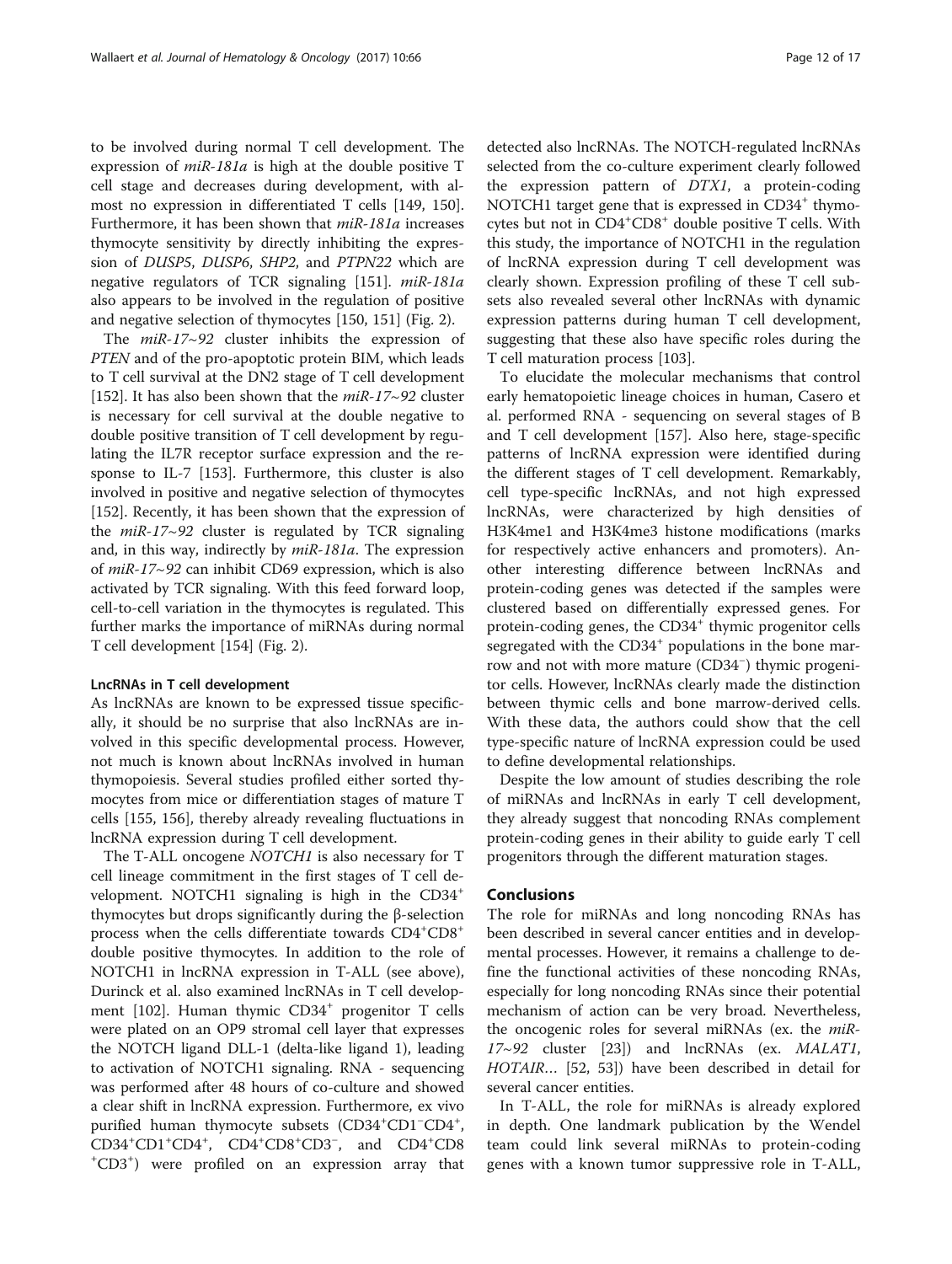to be involved during normal T cell development. The expression of *miR-181a* is high at the double positive T cell stage and decreases during development, with almost no expression in differentiated T cells [149, 150]. Furthermore, it has been shown that *miR-181a* increases thymocyte sensitivity by directly inhibiting the expression of *DUSP5*, *DUSP6*, *SHP2*, and *PTPN22* which are negative regulators of TCR signaling [151]. *miR-181a* also appears to be involved in the regulation of positive and negative selection of thymocytes [150, 151] (Fig. 2).

The *miR-17~92* cluster inhibits the expression of *PTEN* and of the pro-apoptotic protein BIM, which leads to T cell survival at the DN2 stage of T cell development [152]. It has also been shown that the *miR-17~92* cluster is necessary for cell survival at the double negative to double positive transition of T cell development by regulating the IL7R receptor surface expression and the response to IL-7 [153]. Furthermore, this cluster is also involved in positive and negative selection of thymocytes [152]. Recently, it has been shown that the expression of the *miR-17~92* cluster is regulated by TCR signaling and, in this way, indirectly by *miR-181a*. The expression of *miR-17~92* can inhibit CD69 expression, which is also activated by TCR signaling. With this feed forward loop, cell-to-cell variation in the thymocytes is regulated. This further marks the importance of miRNAs during normal T cell development [154] (Fig. 2).

#### LncRNAs in T cell development

As lncRNAs are known to be expressed tissue specifically, it should be no surprise that also lncRNAs are involved in this specific developmental process. However, not much is known about lncRNAs involved in human thymopoiesis. Several studies profiled either sorted thymocytes from mice or differentiation stages of mature T cells [155, 156], thereby already revealing fluctuations in lncRNA expression during T cell development.

The T-ALL oncogene *NOTCH1* is also necessary for T cell lineage commitment in the first stages of T cell development. NOTCH1 signaling is high in the $CD34^+$ thymocytes but drops significantly during the β-selection process when the cells differentiate towards $CD4^+CD8^+$ double positive thymocytes. In addition to the role of NOTCH1 in lncRNA expression in T-ALL (see above), Durinck et al. also examined lncRNAs in T cell development [102]. Human thymic $CD34^+$ progenitor T cells were plated on an OP9 stromal cell layer that expresses the NOTCH ligand DLL-1 (delta-like ligand 1), leading to activation of NOTCH1 signaling. RNA - sequencing was performed after 48 hours of co-culture and showed a clear shift in lncRNA expression. Furthermore, ex vivo purified human thymocyte subsets ($CD34^+CD1^-CD4^+$, $CD34^+CD1^+CD4^+$, $CD4^+CD8^+CD3^-$, and $CD4^+CD8^+CD3^+$) were profiled on an expression array that detected also lncRNAs. The NOTCH-regulated lncRNAs selected from the co-culture experiment clearly followed the expression pattern of *DTX1*, a protein-coding NOTCH1 target gene that is expressed in $CD34^+$ thymocytes but not in $CD4^+CD8^+$ double positive T cells. With this study, the importance of NOTCH1 in the regulation of lncRNA expression during T cell development was clearly shown. Expression profiling of these T cell subsets also revealed several other lncRNAs with dynamic expression patterns during human T cell development, suggesting that these also have specific roles during the T cell maturation process [103].

To elucidate the molecular mechanisms that control early hematopoietic lineage choices in human, Casero et al. performed RNA - sequencing on several stages of B and T cell development [157]. Also here, stage-specific patterns of lncRNA expression were identified during the different stages of T cell development. Remarkably, cell type-specific lncRNAs, and not high expressed lncRNAs, were characterized by high densities of H3K4me1 and H3K4me3 histone modifications (marks for respectively active enhancers and promoters). Another interesting difference between lncRNAs and protein-coding genes was detected if the samples were clustered based on differentially expressed genes. For protein-coding genes, the $CD34^+$ thymic progenitor cells segregated with the $CD34^+$ populations in the bone marrow and not with more mature ($CD34^-$) thymic progenitor cells. However, lncRNAs clearly made the distinction between thymic cells and bone marrow-derived cells. With these data, the authors could show that the cell type-specific nature of lncRNA expression could be used to define developmental relationships.

Despite the low amount of studies describing the role of miRNAs and lncRNAs in early T cell development, they already suggest that noncoding RNAs complement protein-coding genes in their ability to guide early T cell progenitors through the different maturation stages.

## Conclusions

The role for miRNAs and long noncoding RNAs has been described in several cancer entities and in developmental processes. However, it remains a challenge to define the functional activities of these noncoding RNAs, especially for long noncoding RNAs since their potential mechanism of action can be very broad. Nevertheless, the oncogenic roles for several miRNAs (ex. the *miR-17~92* cluster [23]) and lncRNAs (ex. *MALAT1*, *HOTAIR*… [52, 53]) have been described in detail for several cancer entities.

In T-ALL, the role for miRNAs is already explored in depth. One landmark publication by the Wendel team could link several miRNAs to protein-coding genes with a known tumor suppressive role in T-ALL,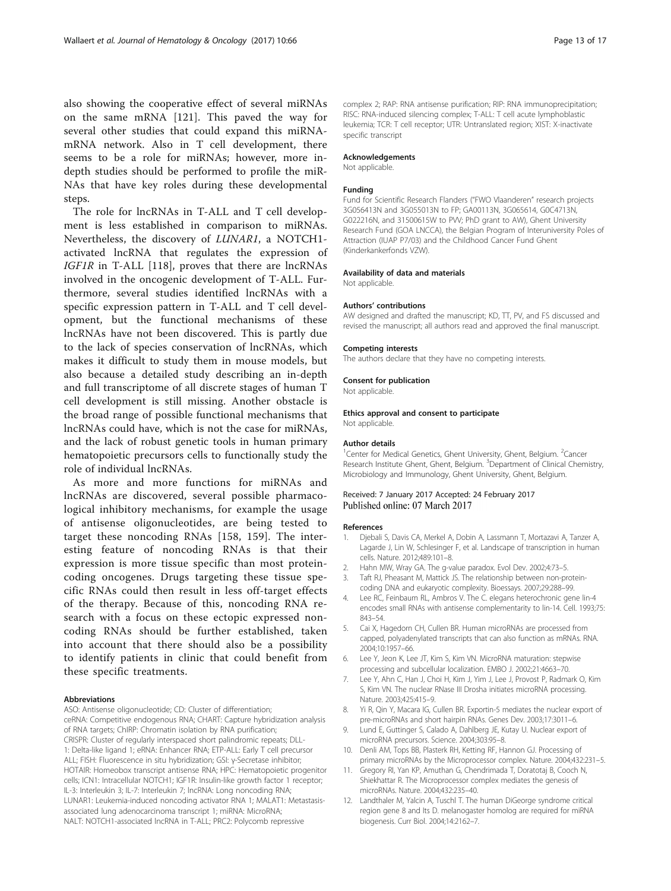also showing the cooperative effect of several miRNAs on the same mRNA [121]. This paved the way for several other studies that could expand this miRNA-mRNA network. Also in T cell development, there seems to be a role for miRNAs; however, more in-depth studies should be performed to profile the miRNAs that have key roles during these developmental steps.

The role for lncRNAs in T-ALL and T cell development is less established in comparison to miRNAs. Nevertheless, the discovery of *LUNAR1*, a NOTCH1-activated lncRNA that regulates the expression of *IGF1R* in T-ALL [118], proves that there are lncRNAs involved in the oncogenic development of T-ALL. Furthermore, several studies identified lncRNAs with a specific expression pattern in T-ALL and T cell development, but the functional mechanisms of these lncRNAs have not been discovered. This is partly due to the lack of species conservation of lncRNAs, which makes it difficult to study them in mouse models, but also because a detailed study describing an in-depth and full transcriptome of all discrete stages of human T cell development is still missing. Another obstacle is the broad range of possible functional mechanisms that lncRNAs could have, which is not the case for miRNAs, and the lack of robust genetic tools in human primary hematopoietic precursors cells to functionally study the role of individual lncRNAs.

As more and more functions for miRNAs and lncRNAs are discovered, several possible pharmacological inhibitory mechanisms, for example the usage of antisense oligonucleotides, are being tested to target these noncoding RNAs [158, 159]. The interesting feature of noncoding RNAs is that their expression is more tissue specific than most protein-coding oncogenes. Drugs targeting these tissue specific RNAs could then result in less off-target effects of the therapy. Because of this, noncoding RNA research with a focus on these ectopic expressed noncoding RNAs should be further established, taken into account that there should also be a possibility to identify patients in clinic that could benefit from these specific treatments.

#### Abbreviations

ASO: Antisense oligonucleotide; CD: Cluster of differentiation; ceRNA: Competitive endogenous RNA; CHART: Capture hybridization analysis of RNA targets; ChIRP: Chromatin isolation by RNA purification; CRISPR: Cluster of regularly interspaced short palindromic repeats; DLL-1: Delta-like ligand 1; eRNA: Enhancer RNA; ETP-ALL: Early T cell precursor ALL; FISH: Fluorescence in situ hybridization; GSI: γ-Secretase inhibitor; HOTAIR: Homeobox transcript antisense RNA; HPC: Hematopoietic progenitor cells; ICN1: Intracellular NOTCH1; IGF1R: Insulin-like growth factor 1 receptor; IL-3: Interleukin 3; IL-7: Interleukin 7; lncRNA: Long noncoding RNA; LUNAR1: Leukemia-induced noncoding activator RNA 1; MALAT1: Metastasis-associated lung adenocarcinoma transcript 1; miRNA: MicroRNA; NALT: NOTCH1-associated lncRNA in T-ALL; PRC2: Polycomb repressive complex 2; RAP: RNA antisense purification; RIP: RNA immunoprecipitation; RISC: RNA-induced silencing complex; T-ALL: T cell acute lymphoblastic leukemia; TCR: T cell receptor; UTR: Untranslated region; XIST: X-inactivate specific transcript

#### Acknowledgements

Not applicable.

#### Funding

Fund for Scientific Research Flanders ("FWO Vlaanderen" research projects 3G056413N and 3G055013N to FP; GA00113N, 3G065614, G0C4713N, G022216N, and 31500615W to PVV; PhD grant to AW), Ghent University Research Fund (GOA LNCCA), the Belgian Program of Interuniversity Poles of Attraction (IUAP P7/03) and the Childhood Cancer Fund Ghent (Kinderkankerfonds VZW).

#### Availability of data and materials

Not applicable.

#### Authors' contributions

AW designed and drafted the manuscript; KD, TT, PV, and FS discussed and revised the manuscript; all authors read and approved the final manuscript.

#### Competing interests

The authors declare that they have no competing interests.

#### Consent for publication

Not applicable.

#### Ethics approval and consent to participate

Not applicable.

#### Author details

[1]Center for Medical Genetics, Ghent University, Ghent, Belgium. [2]Cancer Research Institute Ghent, Ghent, Belgium. [3]Department of Clinical Chemistry, Microbiology and Immunology, Ghent University, Ghent, Belgium.

Received: 7 January 2017 Accepted: 24 February 2017
Published online: 07 March 2017

#### References

1. Djebali S, Davis CA, Merkel A, Dobin A, Lassmann T, Mortazavi A, Tanzer A, Lagarde J, Lin W, Schlesinger F, et al. Landscape of transcription in human cells. Nature. 2012;489:101–8.
2. Hahn MW, Wray GA. The g-value paradox. Evol Dev. 2002;4:73–5.
3. Taft RJ, Pheasant M, Mattick JS. The relationship between non-protein-coding DNA and eukaryotic complexity. Bioessays. 2007;29:288–99.
4. Lee RC, Feinbaum RL, Ambros V. The C. elegans heterochronic gene lin-4 encodes small RNAs with antisense complementarity to lin-14. Cell. 1993;75:843–54.
5. Cai X, Hagedorn CH, Cullen BR. Human microRNAs are processed from capped, polyadenylated transcripts that can also function as mRNAs. RNA. 2004;10:1957–66.
6. Lee Y, Jeon K, Lee JT, Kim S, Kim VN. MicroRNA maturation: stepwise processing and subcellular localization. EMBO J. 2002;21:4663–70.
7. Lee Y, Ahn C, Han J, Choi H, Kim J, Yim J, Lee J, Provost P, Radmark O, Kim S, Kim VN. The nuclear RNase III Drosha initiates microRNA processing. Nature. 2003;425:415–9.
8. Yi R, Qin Y, Macara IG, Cullen BR. Exportin-5 mediates the nuclear export of pre-microRNAs and short hairpin RNAs. Genes Dev. 2003;17:3011–6.
9. Lund E, Guttinger S, Calado A, Dahlberg JE, Kutay U. Nuclear export of microRNA precursors. Science. 2004;303:95–8.
10. Denli AM, Tops BB, Plasterk RH, Ketting RF, Hannon GJ. Processing of primary microRNAs by the Microprocessor complex. Nature. 2004;432:231–5.
11. Gregory RI, Yan KP, Amuthan G, Chendrimada T, Doratotaj B, Cooch N, Shiekhattar R. The Microprocessor complex mediates the genesis of microRNAs. Nature. 2004;432:235–40.
12. Landthaler M, Yalcin A, Tuschl T. The human DiGeorge syndrome critical region gene 8 and Its D. melanogaster homolog are required for miRNA biogenesis. Curr Biol. 2004;14:2162–7.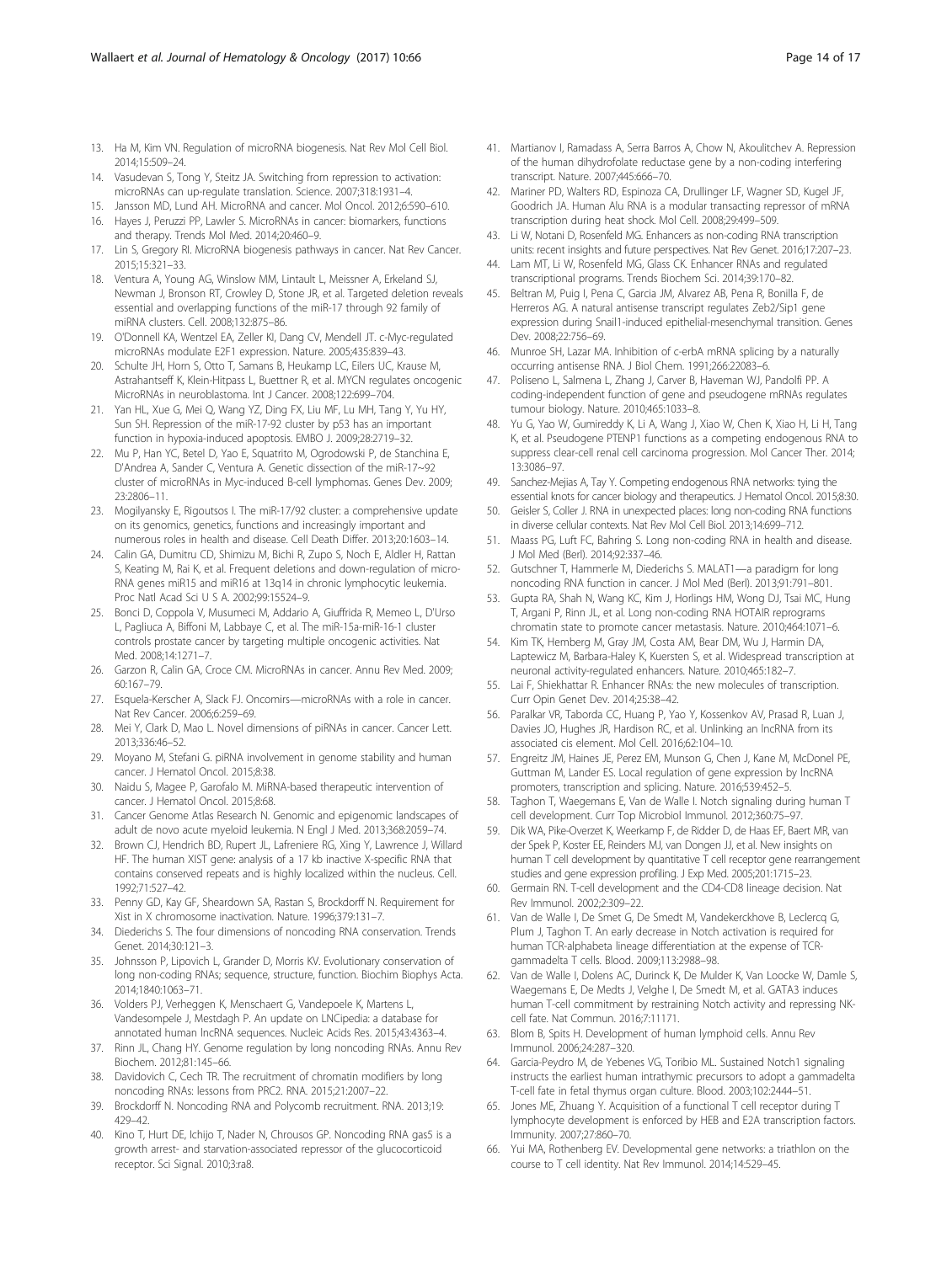13. Ha M, Kim VN. Regulation of microRNA biogenesis. Nat Rev Mol Cell Biol. 2014;15:509–24.
14. Vasudevan S, Tong Y, Steitz JA. Switching from repression to activation: microRNAs can up-regulate translation. Science. 2007;318:1931–4.
15. Jansson MD, Lund AH. MicroRNA and cancer. Mol Oncol. 2012;6:590–610.
16. Hayes J, Peruzzi PP, Lawler S. MicroRNAs in cancer: biomarkers, functions and therapy. Trends Mol Med. 2014;20:460–9.
17. Lin S, Gregory RI. MicroRNA biogenesis pathways in cancer. Nat Rev Cancer. 2015;15:321–33.
18. Ventura A, Young AG, Winslow MM, Lintault L, Meissner A, Erkeland SJ, Newman J, Bronson RT, Crowley D, Stone JR, et al. Targeted deletion reveals essential and overlapping functions of the miR-17 through 92 family of miRNA clusters. Cell. 2008;132:875–86.
19. O'Donnell KA, Wentzel EA, Zeller KI, Dang CV, Mendell JT. c-Myc-regulated microRNAs modulate E2F1 expression. Nature. 2005;435:839–43.
20. Schulte JH, Horn S, Otto T, Samans B, Heukamp LC, Eilers UC, Krause M, Astrahantseff K, Klein-Hitpass L, Buettner R, et al. MYCN regulates oncogenic MicroRNAs in neuroblastoma. Int J Cancer. 2008;122:699–704.
21. Yan HL, Xue G, Mei Q, Wang YZ, Ding FX, Liu MF, Lu MH, Tang Y, Yu HY, Sun SH. Repression of the miR-17-92 cluster by p53 has an important function in hypoxia-induced apoptosis. EMBO J. 2009;28:2719–32.
22. Mu P, Han YC, Betel D, Yao E, Squatrito M, Ogrodowski P, de Stanchina E, D'Andrea A, Sander C, Ventura A. Genetic dissection of the miR-17~92 cluster of microRNAs in Myc-induced B-cell lymphomas. Genes Dev. 2009; 23:2806–11.
23. Mogilyansky E, Rigoutsos I. The miR-17/92 cluster: a comprehensive update on its genomics, genetics, functions and increasingly important and numerous roles in health and disease. Cell Death Differ. 2013;20:1603–14.
24. Calin GA, Dumitru CD, Shimizu M, Bichi R, Zupo S, Noch E, Aldler H, Rattan S, Keating M, Rai K, et al. Frequent deletions and down-regulation of micro-RNA genes miR15 and miR16 at 13q14 in chronic lymphocytic leukemia. Proc Natl Acad Sci U S A. 2002;99:15524–9.
25. Bonci D, Coppola V, Musumeci M, Addario A, Giuffrida R, Memeo L, D'Urso L, Pagliuca A, Biffoni M, Labbaye C, et al. The miR-15a-miR-16-1 cluster controls prostate cancer by targeting multiple oncogenic activities. Nat Med. 2008;14:1271–7.
26. Garzon R, Calin GA, Croce CM. MicroRNAs in cancer. Annu Rev Med. 2009; 60:167–79.
27. Esquela-Kerscher A, Slack FJ. Oncomirs—microRNAs with a role in cancer. Nat Rev Cancer. 2006;6:259–69.
28. Mei Y, Clark D, Mao L. Novel dimensions of piRNAs in cancer. Cancer Lett. 2013;336:46–52.
29. Moyano M, Stefani G. piRNA involvement in genome stability and human cancer. J Hematol Oncol. 2015;8:38.
30. Naidu S, Magee P, Garofalo M. MiRNA-based therapeutic intervention of cancer. J Hematol Oncol. 2015;8:68.
31. Cancer Genome Atlas Research N. Genomic and epigenomic landscapes of adult de novo acute myeloid leukemia. N Engl J Med. 2013;368:2059–74.
32. Brown CJ, Hendrich BD, Rupert JL, Lafreniere RG, Xing Y, Lawrence J, Willard HF. The human XIST gene: analysis of a 17 kb inactive X-specific RNA that contains conserved repeats and is highly localized within the nucleus. Cell. 1992;71:527–42.
33. Penny GD, Kay GF, Sheardown SA, Rastan S, Brockdorff N. Requirement for Xist in X chromosome inactivation. Nature. 1996;379:131–7.
34. Diederichs S. The four dimensions of noncoding RNA conservation. Trends Genet. 2014;30:121–3.
35. Johnsson P, Lipovich L, Grander D, Morris KV. Evolutionary conservation of long non-coding RNAs; sequence, structure, function. Biochim Biophys Acta. 2014;1840:1063–71.
36. Volders PJ, Verheggen K, Menschaert G, Vandepoele K, Martens L, Vandesompele J, Mestdagh P. An update on LNCipedia: a database for annotated human lncRNA sequences. Nucleic Acids Res. 2015;43:4363–4.
37. Rinn JL, Chang HY. Genome regulation by long noncoding RNAs. Annu Rev Biochem. 2012;81:145–66.
38. Davidovich C, Cech TR. The recruitment of chromatin modifiers by long noncoding RNAs: lessons from PRC2. RNA. 2015;21:2007–22.
39. Brockdorff N. Noncoding RNA and Polycomb recruitment. RNA. 2013;19: 429–42.
40. Kino T, Hurt DE, Ichijo T, Nader N, Chrousos GP. Noncoding RNA gas5 is a growth arrest- and starvation-associated repressor of the glucocorticoid receptor. Sci Signal. 2010;3:ra8.
41. Martianov I, Ramadass A, Serra Barros A, Chow N, Akoulitchev A. Repression of the human dihydrofolate reductase gene by a non-coding interfering transcript. Nature. 2007;445:666–70.
42. Mariner PD, Walters RD, Espinoza CA, Drullinger LF, Wagner SD, Kugel JF, Goodrich JA. Human Alu RNA is a modular transacting repressor of mRNA transcription during heat shock. Mol Cell. 2008;29:499–509.
43. Li W, Notani D, Rosenfeld MG. Enhancers as non-coding RNA transcription units: recent insights and future perspectives. Nat Rev Genet. 2016;17:207–23.
44. Lam MT, Li W, Rosenfeld MG, Glass CK. Enhancer RNAs and regulated transcriptional programs. Trends Biochem Sci. 2014;39:170–82.
45. Beltran M, Puig I, Pena C, Garcia JM, Alvarez AB, Pena R, Bonilla F, de Herreros AG. A natural antisense transcript regulates Zeb2/Sip1 gene expression during Snail1-induced epithelial-mesenchymal transition. Genes Dev. 2008;22:756–69.
46. Munroe SH, Lazar MA. Inhibition of c-erbA mRNA splicing by a naturally occurring antisense RNA. J Biol Chem. 1991;266:22083–6.
47. Poliseno L, Salmena L, Zhang J, Carver B, Haveman WJ, Pandolfi PP. A coding-independent function of gene and pseudogene mRNAs regulates tumour biology. Nature. 2010;465:1033–8.
48. Yu G, Yao W, Gumireddy K, Li A, Wang J, Xiao W, Chen K, Xiao H, Li H, Tang K, et al. Pseudogene PTENP1 functions as a competing endogenous RNA to suppress clear-cell renal cell carcinoma progression. Mol Cancer Ther. 2014; 13:3086–97.
49. Sanchez-Mejias A, Tay Y. Competing endogenous RNA networks: tying the essential knots for cancer biology and therapeutics. J Hematol Oncol. 2015;8:30.
50. Geisler S, Coller J. RNA in unexpected places: long non-coding RNA functions in diverse cellular contexts. Nat Rev Mol Cell Biol. 2013;14:699–712.
51. Maass PG, Luft FC, Bahring S. Long non-coding RNA in health and disease. J Mol Med (Berl). 2014;92:337–46.
52. Gutschner T, Hammerle M, Diederichs S. MALAT1—a paradigm for long noncoding RNA function in cancer. J Mol Med (Berl). 2013;91:791–801.
53. Gupta RA, Shah N, Wang KC, Kim J, Horlings HM, Wong DJ, Tsai MC, Hung T, Argani P, Rinn JL, et al. Long non-coding RNA HOTAIR reprograms chromatin state to promote cancer metastasis. Nature. 2010;464:1071–6.
54. Kim TK, Hemberg M, Gray JM, Costa AM, Bear DM, Wu J, Harmin DA, Laptewicz M, Barbara-Haley K, Kuersten S, et al. Widespread transcription at neuronal activity-regulated enhancers. Nature. 2010;465:182–7.
55. Lai F, Shiekhattar R. Enhancer RNAs: the new molecules of transcription. Curr Opin Genet Dev. 2014;25:38–42.
56. Paralkar VR, Taborda CC, Huang P, Yao Y, Kossenkov AV, Prasad R, Luan J, Davies JO, Hughes JR, Hardison RC, et al. Unlinking an lncRNA from its associated cis element. Mol Cell. 2016;62:104–10.
57. Engreitz JM, Haines JE, Perez EM, Munson G, Chen J, Kane M, McDonel PE, Guttman M, Lander ES. Local regulation of gene expression by lncRNA promoters, transcription and splicing. Nature. 2016;539:452–5.
58. Taghon T, Waegemans E, Van de Walle I. Notch signaling during human T cell development. Curr Top Microbiol Immunol. 2012;360:75–97.
59. Dik WA, Pike-Overzet K, Weerkamp F, de Ridder D, de Haas EF, Baert MR, van der Spek P, Koster EE, Reinders MJ, van Dongen JJ, et al. New insights on human T cell development by quantitative T cell receptor gene rearrangement studies and gene expression profiling. J Exp Med. 2005;201:1715–23.
60. Germain RN. T-cell development and the CD4-CD8 lineage decision. Nat Rev Immunol. 2002;2:309–22.
61. Van de Walle I, De Smet G, De Smedt M, Vandekerckhove B, Leclercq G, Plum J, Taghon T. An early decrease in Notch activation is required for human TCR-alphabeta lineage differentiation at the expense of TCR-gammadelta T cells. Blood. 2009;113:2988–98.
62. Van de Walle I, Dolens AC, Durinck K, De Mulder K, Van Loocke W, Damle S, Waegemans E, De Medts J, Velghe I, De Smedt M, et al. GATA3 induces human T-cell commitment by restraining Notch activity and repressing NK-cell fate. Nat Commun. 2016;7:11171.
63. Blom B, Spits H. Development of human lymphoid cells. Annu Rev Immunol. 2006;24:287–320.
64. Garcia-Peydro M, de Yebenes VG, Toribio ML. Sustained Notch1 signaling instructs the earliest human intrathymic precursors to adopt a gammadelta T-cell fate in fetal thymus organ culture. Blood. 2003;102:2444–51.
65. Jones ME, Zhuang Y. Acquisition of a functional T cell receptor during T lymphocyte development is enforced by HEB and E2A transcription factors. Immunity. 2007;27:860–70.
66. Yui MA, Rothenberg EV. Developmental gene networks: a triathlon on the course to T cell identity. Nat Rev Immunol. 2014;14:529–45.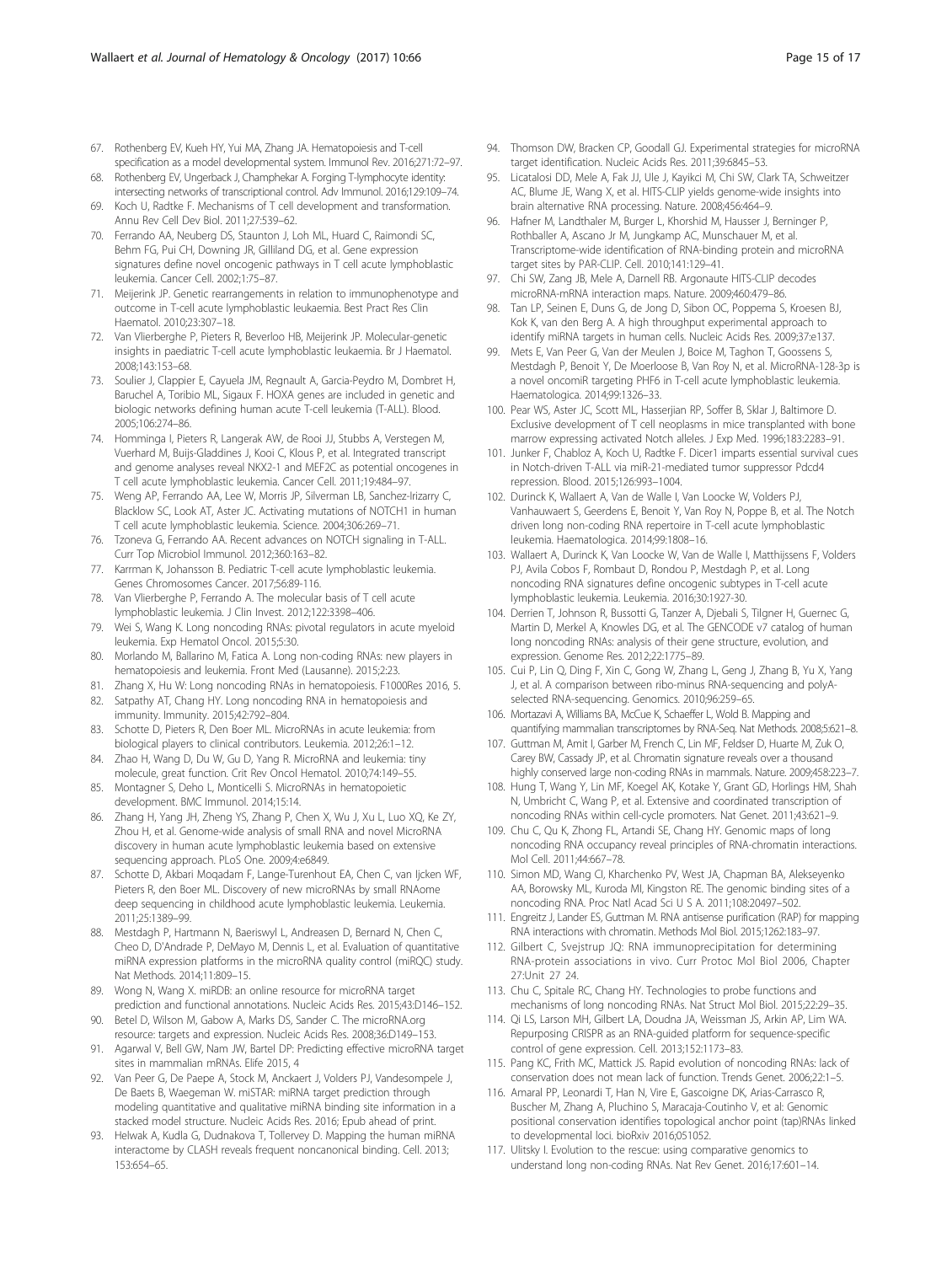67. Rothenberg EV, Kueh HY, Yui MA, Zhang JA. Hematopoiesis and T-cell specification as a model developmental system. Immunol Rev. 2016;271:72–97.
68. Rothenberg EV, Ungerback J, Champhekar A. Forging T-lymphocyte identity: intersecting networks of transcriptional control. Adv Immunol. 2016;129:109–74.
69. Koch U, Radtke F. Mechanisms of T cell development and transformation. Annu Rev Cell Dev Biol. 2011;27:539–62.
70. Ferrando AA, Neuberg DS, Staunton J, Loh ML, Huard C, Raimondi SC, Behm FG, Pui CH, Downing JR, Gilliland DG, et al. Gene expression signatures define novel oncogenic pathways in T cell acute lymphoblastic leukemia. Cancer Cell. 2002;1:75–87.
71. Meijerink JP. Genetic rearrangements in relation to immunophenotype and outcome in T-cell acute lymphoblastic leukaemia. Best Pract Res Clin Haematol. 2010;23:307–18.
72. Van Vlierberghe P, Pieters R, Beverloo HB, Meijerink JP. Molecular-genetic insights in paediatric T-cell acute lymphoblastic leukaemia. Br J Haematol. 2008;143:153–68.
73. Soulier J, Clappier E, Cayuela JM, Regnault A, Garcia-Peydro M, Dombret H, Baruchel A, Toribio ML, Sigaux F. HOXA genes are included in genetic and biologic networks defining human acute T-cell leukemia (T-ALL). Blood. 2005;106:274–86.
74. Homminga I, Pieters R, Langerak AW, de Rooi JJ, Stubbs A, Verstegen M, Vuerhard M, Buijs-Gladdines J, Kooi C, Klous P, et al. Integrated transcript and genome analyses reveal NKX2-1 and MEF2C as potential oncogenes in T cell acute lymphoblastic leukemia. Cancer Cell. 2011;19:484–97.
75. Weng AP, Ferrando AA, Lee W, Morris JP, Silverman LB, Sanchez-Irizarry C, Blacklow SC, Look AT, Aster JC. Activating mutations of NOTCH1 in human T cell acute lymphoblastic leukemia. Science. 2004;306:269–71.
76. Tzoneva G, Ferrando AA. Recent advances on NOTCH signaling in T-ALL. Curr Top Microbiol Immunol. 2012;360:163–82.
77. Karrman K, Johansson B. Pediatric T-cell acute lymphoblastic leukemia. Genes Chromosomes Cancer. 2017;56:89-116.
78. Van Vlierberghe P, Ferrando A. The molecular basis of T cell acute lymphoblastic leukemia. J Clin Invest. 2012;122:3398–406.
79. Wei S, Wang K. Long noncoding RNAs: pivotal regulators in acute myeloid leukemia. Exp Hematol Oncol. 2015;5:30.
80. Morlando M, Ballarino M, Fatica A. Long non-coding RNAs: new players in hematopoiesis and leukemia. Front Med (Lausanne). 2015;2:23.
81. Zhang X, Hu W: Long noncoding RNAs in hematopoiesis. F1000Res 2016, 5.
82. Satpathy AT, Chang HY. Long noncoding RNA in hematopoiesis and immunity. Immunity. 2015;42:792–804.
83. Schotte D, Pieters R, Den Boer ML. MicroRNAs in acute leukemia: from biological players to clinical contributors. Leukemia. 2012;26:1–12.
84. Zhao H, Wang D, Du W, Gu D, Yang R. MicroRNA and leukemia: tiny molecule, great function. Crit Rev Oncol Hematol. 2010;74:149–55.
85. Montagner S, Deho L, Monticelli S. MicroRNAs in hematopoietic development. BMC Immunol. 2014;15:14.
86. Zhang H, Yang JH, Zheng YS, Zhang P, Chen X, Wu J, Xu L, Luo XQ, Ke ZY, Zhou H, et al. Genome-wide analysis of small RNA and novel MicroRNA discovery in human acute lymphoblastic leukemia based on extensive sequencing approach. PLoS One. 2009;4:e6849.
87. Schotte D, Akbari Moqadam F, Lange-Turenhout EA, Chen C, van Ijcken WF, Pieters R, den Boer ML. Discovery of new microRNAs by small RNAome deep sequencing in childhood acute lymphoblastic leukemia. Leukemia. 2011;25:1389–99.
88. Mestdagh P, Hartmann N, Baeriswyl L, Andreasen D, Bernard N, Chen C, Cheo D, D'Andrade P, DeMayo M, Dennis L, et al. Evaluation of quantitative miRNA expression platforms in the microRNA quality control (miRQC) study. Nat Methods. 2014;11:809–15.
89. Wong N, Wang X. miRDB: an online resource for microRNA target prediction and functional annotations. Nucleic Acids Res. 2015;43:D146–152.
90. Betel D, Wilson M, Gabow A, Marks DS, Sander C. The microRNA.org resource: targets and expression. Nucleic Acids Res. 2008;36:D149–153.
91. Agarwal V, Bell GW, Nam JW, Bartel DP: Predicting effective microRNA target sites in mammalian mRNAs. Elife 2015, 4
92. Van Peer G, De Paepe A, Stock M, Anckaert J, Volders PJ, Vandesompele J, De Baets B, Waegeman W. miSTAR: miRNA target prediction through modeling quantitative and qualitative miRNA binding site information in a stacked model structure. Nucleic Acids Res. 2016; Epub ahead of print.
93. Helwak A, Kudla G, Dudnakova T, Tollervey D. Mapping the human miRNA interactome by CLASH reveals frequent noncanonical binding. Cell. 2013; 153:654–65.
94. Thomson DW, Bracken CP, Goodall GJ. Experimental strategies for microRNA target identification. Nucleic Acids Res. 2011;39:6845–53.
95. Licatalosi DD, Mele A, Fak JJ, Ule J, Kayikci M, Chi SW, Clark TA, Schweitzer AC, Blume JE, Wang X, et al. HITS-CLIP yields genome-wide insights into brain alternative RNA processing. Nature. 2008;456:464–9.
96. Hafner M, Landthaler M, Burger L, Khorshid M, Hausser J, Berninger P, Rothballer A, Ascano Jr M, Jungkamp AC, Munschauer M, et al. Transcriptome-wide identification of RNA-binding protein and microRNA target sites by PAR-CLIP. Cell. 2010;141:129–41.
97. Chi SW, Zang JB, Mele A, Darnell RB. Argonaute HITS-CLIP decodes microRNA-mRNA interaction maps. Nature. 2009;460:479–86.
98. Tan LP, Seinen E, Duns G, de Jong D, Sibon OC, Poppema S, Kroesen BJ, Kok K, van den Berg A. A high throughput experimental approach to identify miRNA targets in human cells. Nucleic Acids Res. 2009;37:e137.
99. Mets E, Van Peer G, Van der Meulen J, Boice M, Taghon T, Goossens S, Mestdagh P, Benoit Y, De Moerloose B, Van Roy N, et al. MicroRNA-128-3p is a novel oncomiR targeting PHF6 in T-cell acute lymphoblastic leukemia. Haematologica. 2014;99:1326–33.
100. Pear WS, Aster JC, Scott ML, Hasserjian RP, Soffer B, Sklar J, Baltimore D. Exclusive development of T cell neoplasms in mice transplanted with bone marrow expressing activated Notch alleles. J Exp Med. 1996;183:2283–91.
101. Junker F, Chabloz A, Koch U, Radtke F. Dicer1 imparts essential survival cues in Notch-driven T-ALL via miR-21-mediated tumor suppressor Pdcd4 repression. Blood. 2015;126:993–1004.
102. Durinck K, Wallaert A, Van de Walle I, Van Loocke W, Volders PJ, Vanhauwaert S, Geerdens E, Benoit Y, Van Roy N, Poppe B, et al. The Notch driven long non-coding RNA repertoire in T-cell acute lymphoblastic leukemia. Haematologica. 2014;99:1808–16.
103. Wallaert A, Durinck K, Van Loocke W, Van de Walle I, Matthijssens F, Volders PJ, Avila Cobos F, Rombaut D, Rondou P, Mestdagh P, et al. Long noncoding RNA signatures define oncogenic subtypes in T-cell acute lymphoblastic leukemia. Leukemia. 2016;30:1927-30.
104. Derrien T, Johnson R, Bussotti G, Tanzer A, Djebali S, Tilgner H, Guernec G, Martin D, Merkel A, Knowles DG, et al. The GENCODE v7 catalog of human long noncoding RNAs: analysis of their gene structure, evolution, and expression. Genome Res. 2012;22:1775–89.
105. Cui P, Lin Q, Ding F, Xin C, Gong W, Zhang L, Geng J, Zhang B, Yu X, Yang J, et al. A comparison between ribo-minus RNA-sequencing and polyA-selected RNA-sequencing. Genomics. 2010;96:259–65.
106. Mortazavi A, Williams BA, McCue K, Schaeffer L, Wold B. Mapping and quantifying mammalian transcriptomes by RNA-Seq. Nat Methods. 2008;5:621–8.
107. Guttman M, Amit I, Garber M, French C, Lin MF, Feldser D, Huarte M, Zuk O, Carey BW, Cassady JP, et al. Chromatin signature reveals over a thousand highly conserved large non-coding RNAs in mammals. Nature. 2009;458:223–7.
108. Hung T, Wang Y, Lin MF, Koegel AK, Kotake Y, Grant GD, Horlings HM, Shah N, Umbricht C, Wang P, et al. Extensive and coordinated transcription of noncoding RNAs within cell-cycle promoters. Nat Genet. 2011;43:621–9.
109. Chu C, Qu K, Zhong FL, Artandi SE, Chang HY. Genomic maps of long noncoding RNA occupancy reveal principles of RNA-chromatin interactions. Mol Cell. 2011;44:667–78.
110. Simon MD, Wang CI, Kharchenko PV, West JA, Chapman BA, Alekseyenko AA, Borowsky ML, Kuroda MI, Kingston RE. The genomic binding sites of a noncoding RNA. Proc Natl Acad Sci U S A. 2011;108:20497–502.
111. Engreitz J, Lander ES, Guttman M. RNA antisense purification (RAP) for mapping RNA interactions with chromatin. Methods Mol Biol. 2015;1262:183–97.
112. Gilbert C, Svejstrup JQ: RNA immunoprecipitation for determining RNA-protein associations in vivo. Curr Protoc Mol Biol 2006, Chapter 27:Unit 27 24.
113. Chu C, Spitale RC, Chang HY. Technologies to probe functions and mechanisms of long noncoding RNAs. Nat Struct Mol Biol. 2015;22:29–35.
114. Qi LS, Larson MH, Gilbert LA, Doudna JA, Weissman JS, Arkin AP, Lim WA. Repurposing CRISPR as an RNA-guided platform for sequence-specific control of gene expression. Cell. 2013;152:1173–83.
115. Pang KC, Frith MC, Mattick JS. Rapid evolution of noncoding RNAs: lack of conservation does not mean lack of function. Trends Genet. 2006;22:1–5.
116. Amaral PP, Leonardi T, Han N, Vire E, Gascoigne DK, Arias-Carrasco R, Buscher M, Zhang A, Pluchino S, Maracaja-Coutinho V, et al: Genomic positional conservation identifies topological anchor point (tap)RNAs linked to developmental loci. bioRxiv 2016;051052.
117. Ulitsky I. Evolution to the rescue: using comparative genomics to understand long non-coding RNAs. Nat Rev Genet. 2016;17:601–14.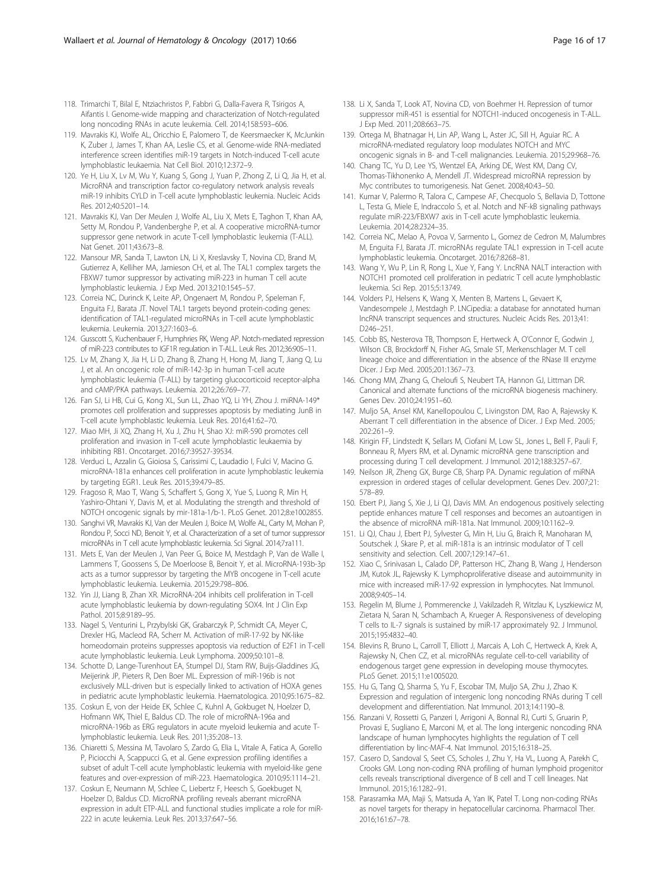118. Trimarchi T, Bilal E, Ntziachristos P, Fabbri G, Dalla-Favera R, Tsirigos A, Aifantis I. Genome-wide mapping and characterization of Notch-regulated long noncoding RNAs in acute leukemia. Cell. 2014;158:593–606.
119. Mavrakis KJ, Wolfe AL, Oricchio E, Palomero T, de Keersmaecker K, McJunkin K, Zuber J, James T, Khan AA, Leslie CS, et al. Genome-wide RNA-mediated interference screen identifies miR-19 targets in Notch-induced T-cell acute lymphoblastic leukaemia. Nat Cell Biol. 2010;12:372–9.
120. Ye H, Liu X, Lv M, Wu Y, Kuang S, Gong J, Yuan P, Zhong Z, Li Q, Jia H, et al. MicroRNA and transcription factor co-regulatory network analysis reveals miR-19 inhibits CYLD in T-cell acute lymphoblastic leukemia. Nucleic Acids Res. 2012;40:5201–14.
121. Mavrakis KJ, Van Der Meulen J, Wolfe AL, Liu X, Mets E, Taghon T, Khan AA, Setty M, Rondou P, Vandenberghe P, et al. A cooperative microRNA-tumor suppressor gene network in acute T-cell lymphoblastic leukemia (T-ALL). Nat Genet. 2011;43:673–8.
122. Mansour MR, Sanda T, Lawton LN, Li X, Kreslavsky T, Novina CD, Brand M, Gutierrez A, Kelliher MA, Jamieson CH, et al. The TAL1 complex targets the FBXW7 tumor suppressor by activating miR-223 in human T cell acute lymphoblastic leukemia. J Exp Med. 2013;210:1545–57.
123. Correia NC, Durinck K, Leite AP, Ongenaert M, Rondou P, Speleman F, Enguita FJ, Barata JT. Novel TAL1 targets beyond protein-coding genes: identification of TAL1-regulated microRNAs in T-cell acute lymphoblastic leukemia. Leukemia. 2013;27:1603–6.
124. Gusscott S, Kuchenbauer F, Humphries RK, Weng AP. Notch-mediated repression of miR-223 contributes to IGF1R regulation in T-ALL. Leuk Res. 2012;36:905–11.
125. Lv M, Zhang X, Jia H, Li D, Zhang B, Zhang H, Hong M, Jiang T, Jiang Q, Lu J, et al. An oncogenic role of miR-142-3p in human T-cell acute lymphoblastic leukemia (T-ALL) by targeting glucocorticoid receptor-alpha and cAMP/PKA pathways. Leukemia. 2012;26:769–77.
126. Fan SJ, Li HB, Cui G, Kong XL, Sun LL, Zhao YQ, Li YH, Zhou J. miRNA-149* promotes cell proliferation and suppresses apoptosis by mediating JunB in T-cell acute lymphoblastic leukemia. Leuk Res. 2016;41:62–70.
127. Miao MH, Ji XQ, Zhang H, Xu J, Zhu H, Shao XJ: miR-590 promotes cell proliferation and invasion in T-cell acute lymphoblastic leukaemia by inhibiting RB1. Oncotarget. 2016;7:39527-39534.
128. Verduci L, Azzalin G, Gioiosa S, Carissimi C, Laudadio I, Fulci V, Macino G. microRNA-181a enhances cell proliferation in acute lymphoblastic leukemia by targeting EGR1. Leuk Res. 2015;39:479–85.
129. Fragoso R, Mao T, Wang S, Schaffert S, Gong X, Yue S, Luong R, Min H, Yashiro-Ohtani Y, Davis M, et al. Modulating the strength and threshold of NOTCH oncogenic signals by mir-181a-1/b-1. PLoS Genet. 2012;8:e1002855.
130. Sanghvi VR, Mavrakis KJ, Van der Meulen J, Boice M, Wolfe AL, Carty M, Mohan P, Rondou P, Socci ND, Benoit Y, et al. Characterization of a set of tumor suppressor microRNAs in T cell acute lymphoblastic leukemia. Sci Signal. 2014;7:ra111.
131. Mets E, Van der Meulen J, Van Peer G, Boice M, Mestdagh P, Van de Walle I, Lammens T, Goossens S, De Moerloose B, Benoit Y, et al. MicroRNA-193b-3p acts as a tumor suppressor by targeting the MYB oncogene in T-cell acute lymphoblastic leukemia. Leukemia. 2015;29:798–806.
132. Yin JJ, Liang B, Zhan XR. MicroRNA-204 inhibits cell proliferation in T-cell acute lymphoblastic leukemia by down-regulating SOX4. Int J Clin Exp Pathol. 2015;8:9189–95.
133. Nagel S, Venturini L, Przybylski GK, Grabarczyk P, Schmidt CA, Meyer C, Drexler HG, Macleod RA, Scherr M. Activation of miR-17-92 by NK-like homeodomain proteins suppresses apoptosis via reduction of E2F1 in T-cell acute lymphoblastic leukemia. Leuk Lymphoma. 2009;50:101–8.
134. Schotte D, Lange-Turenhout EA, Stumpel DJ, Stam RW, Buijs-Gladdines JG, Meijerink JP, Pieters R, Den Boer ML. Expression of miR-196b is not exclusively MLL-driven but is especially linked to activation of HOXA genes in pediatric acute lymphoblastic leukemia. Haematologica. 2010;95:1675–82.
135. Coskun E, von der Heide EK, Schlee C, Kuhnl A, Gokbuget N, Hoelzer D, Hofmann WK, Thiel E, Baldus CD. The role of microRNA-196a and microRNA-196b as ERG regulators in acute myeloid leukemia and acute T-lymphoblastic leukemia. Leuk Res. 2011;35:208–13.
136. Chiaretti S, Messina M, Tavolaro S, Zardo G, Elia L, Vitale A, Fatica A, Gorello P, Piciocchi A, Scappucci G, et al. Gene expression profiling identifies a subset of adult T-cell acute lymphoblastic leukemia with myeloid-like gene features and over-expression of miR-223. Haematologica. 2010;95:1114–21.
137. Coskun E, Neumann M, Schlee C, Liebertz F, Heesch S, Goekbuget N, Hoelzer D, Baldus CD. MicroRNA profiling reveals aberrant microRNA expression in adult ETP-ALL and functional studies implicate a role for miR-222 in acute leukemia. Leuk Res. 2013;37:647–56.
138. Li X, Sanda T, Look AT, Novina CD, von Boehmer H. Repression of tumor suppressor miR-451 is essential for NOTCH1-induced oncogenesis in T-ALL. J Exp Med. 2011;208:663–75.
139. Ortega M, Bhatnagar H, Lin AP, Wang L, Aster JC, Sill H, Aguiar RC. A microRNA-mediated regulatory loop modulates NOTCH and MYC oncogenic signals in B- and T-cell malignancies. Leukemia. 2015;29:968–76.
140. Chang TC, Yu D, Lee YS, Wentzel EA, Arking DE, West KM, Dang CV, Thomas-Tikhonenko A, Mendell JT. Widespread microRNA repression by Myc contributes to tumorigenesis. Nat Genet. 2008;40:43–50.
141. Kumar V, Palermo R, Talora C, Campese AF, Checquolo S, Bellavia D, Tottone L, Testa G, Miele E, Indraccolo S, et al. Notch and NF-kB signaling pathways regulate miR-223/FBXW7 axis in T-cell acute lymphoblastic leukemia. Leukemia. 2014;28:2324–35.
142. Correia NC, Melao A, Povoa V, Sarmento L, Gomez de Cedron M, Malumbres M, Enguita FJ, Barata JT. microRNAs regulate TAL1 expression in T-cell acute lymphoblastic leukemia. Oncotarget. 2016;7:8268–81.
143. Wang Y, Wu P, Lin R, Rong L, Xue Y, Fang Y. LncRNA NALT interaction with NOTCH1 promoted cell proliferation in pediatric T cell acute lymphoblastic leukemia. Sci Rep. 2015;5:13749.
144. Volders PJ, Helsens K, Wang X, Menten B, Martens L, Gevaert K, Vandesompele J, Mestdagh P. LNCipedia: a database for annotated human lncRNA transcript sequences and structures. Nucleic Acids Res. 2013;41:D246–251.
145. Cobb BS, Nesterova TB, Thompson E, Hertweck A, O'Connor E, Godwin J, Wilson CB, Brockdorff N, Fisher AG, Smale ST, Merkenschlager M. T cell lineage choice and differentiation in the absence of the RNase III enzyme Dicer. J Exp Med. 2005;201:1367–73.
146. Chong MM, Zhang G, Cheloufi S, Neubert TA, Hannon GJ, Littman DR. Canonical and alternate functions of the microRNA biogenesis machinery. Genes Dev. 2010;24:1951–60.
147. Muljo SA, Ansel KM, Kanellopoulou C, Livingston DM, Rao A, Rajewsky K. Aberrant T cell differentiation in the absence of Dicer. J Exp Med. 2005;202:261–9.
148. Kirigin FF, Lindstedt K, Sellars M, Ciofani M, Low SL, Jones L, Bell F, Pauli F, Bonneau R, Myers RM, et al. Dynamic microRNA gene transcription and processing during T cell development. J Immunol. 2012;188:3257–67.
149. Neilson JR, Zheng GX, Burge CB, Sharp PA. Dynamic regulation of miRNA expression in ordered stages of cellular development. Genes Dev. 2007;21:578–89.
150. Ebert PJ, Jiang S, Xie J, Li QJ, Davis MM. An endogenous positively selecting peptide enhances mature T cell responses and becomes an autoantigen in the absence of microRNA miR-181a. Nat Immunol. 2009;10:1162–9.
151. Li QJ, Chau J, Ebert PJ, Sylvester G, Min H, Liu G, Braich R, Manoharan M, Soutschek J, Skare P, et al. miR-181a is an intrinsic modulator of T cell sensitivity and selection. Cell. 2007;129:147–61.
152. Xiao C, Srinivasan L, Calado DP, Patterson HC, Zhang B, Wang J, Henderson JM, Kutok JL, Rajewsky K. Lymphoproliferative disease and autoimmunity in mice with increased miR-17-92 expression in lymphocytes. Nat Immunol. 2008;9:405–14.
153. Regelin M, Blume J, Pommerencke J, Vakilzadeh R, Witzlau K, Lyszkiewicz M, Zietara N, Saran N, Schambach A, Krueger A. Responsiveness of developing T cells to IL-7 signals is sustained by miR-17 approximately 92. J Immunol. 2015;195:4832–40.
154. Blevins R, Bruno L, Carroll T, Elliott J, Marcais A, Loh C, Hertweck A, Krek A, Rajewsky N, Chen CZ, et al. microRNAs regulate cell-to-cell variability of endogenous target gene expression in developing mouse thymocytes. PLoS Genet. 2015;11:e1005020.
155. Hu G, Tang Q, Sharma S, Yu F, Escobar TM, Muljo SA, Zhu J, Zhao K. Expression and regulation of intergenic long noncoding RNAs during T cell development and differentiation. Nat Immunol. 2013;14:1190–8.
156. Ranzani V, Rossetti G, Panzeri I, Arrigoni A, Bonnal RJ, Curti S, Gruarin P, Provasi E, Sugliano E, Marconi M, et al. The long intergenic noncoding RNA landscape of human lymphocytes highlights the regulation of T cell differentiation by linc-MAF-4. Nat Immunol. 2015;16:318–25.
157. Casero D, Sandoval S, Seet CS, Scholes J, Zhu Y, Ha VL, Luong A, Parekh C, Crooks GM. Long non-coding RNA profiling of human lymphoid progenitor cells reveals transcriptional divergence of B cell and T cell lineages. Nat Immunol. 2015;16:1282–91.
158. Parasramka MA, Maji S, Matsuda A, Yan IK, Patel T. Long non-coding RNAs as novel targets for therapy in hepatocellular carcinoma. Pharmacol Ther. 2016;161:67–78.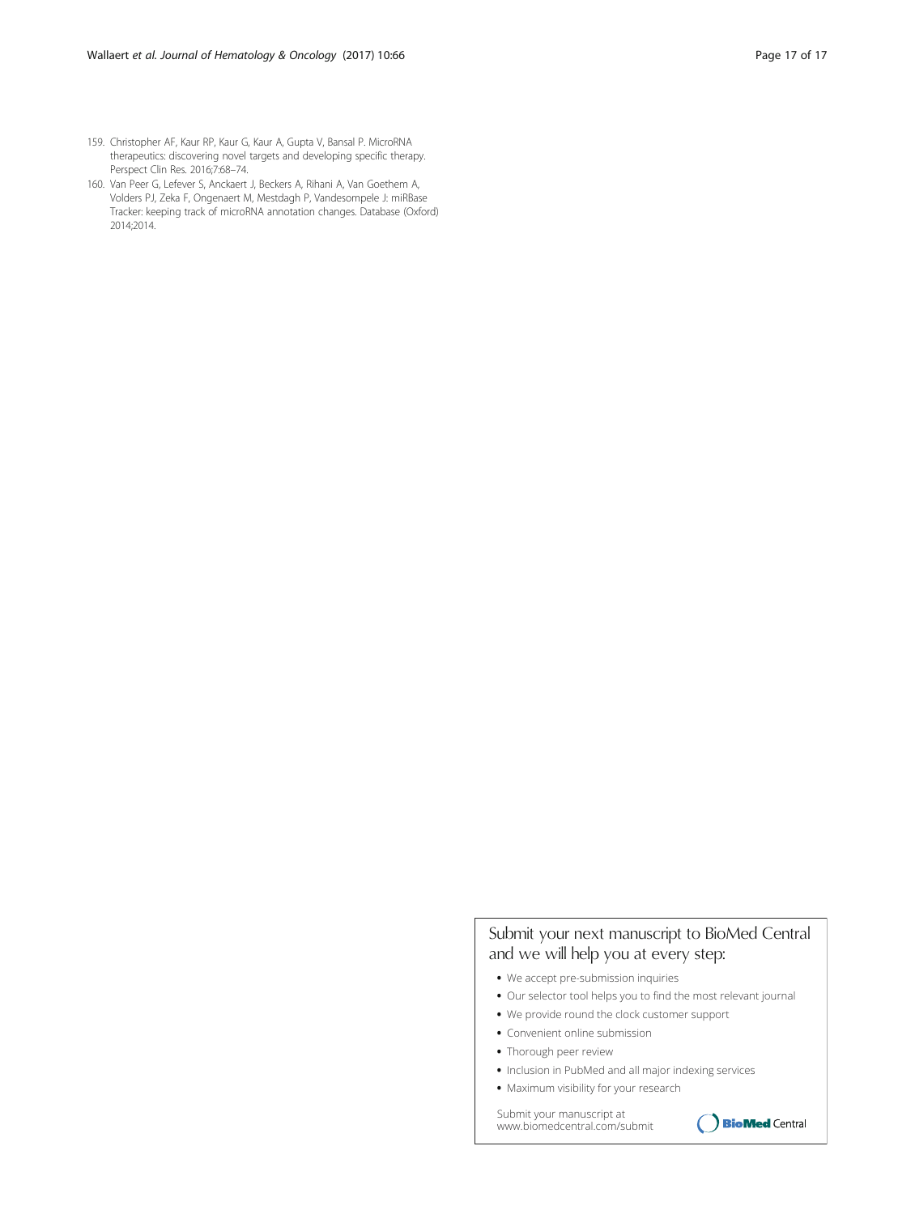159. Christopher AF, Kaur RP, Kaur G, Kaur A, Gupta V, Bansal P. MicroRNA therapeutics: discovering novel targets and developing specific therapy. Perspect Clin Res. 2016;7:68–74.
160. Van Peer G, Lefever S, Anckaert J, Beckers A, Rihani A, Van Goethem A, Volders PJ, Zeka F, Ongenaert M, Mestdagh P, Vandesompele J: miRBase Tracker: keeping track of microRNA annotation changes. Database (Oxford) 2014;2014.

Submit your next manuscript to BioMed Central and we will help you at every step:

- We accept pre-submission inquiries
- Our selector tool helps you to find the most relevant journal
- We provide round the clock customer support
- Convenient online submission
- Thorough peer review
- Inclusion in PubMed and all major indexing services
- Maximum visibility for your research

Submit your manuscript at
www.biomedcentral.com/submit

BioMed Central